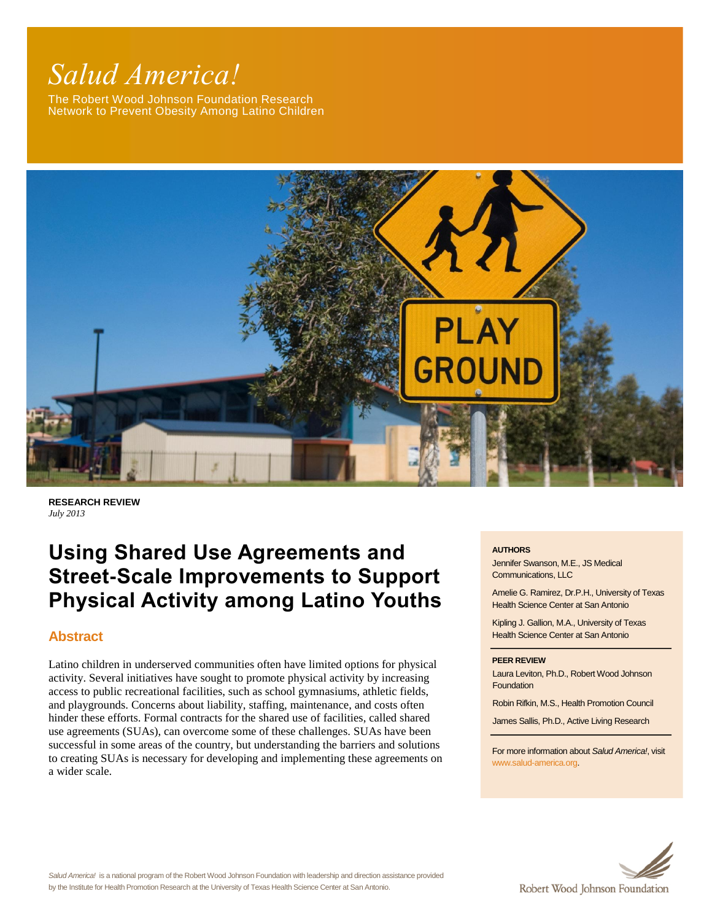*Salud America!*

The Robert Wood Johnson Foundation Research Network to Prevent Obesity Among Latino Children

**RESEARCH REVIEW**
*July 2013*

# Using Shared Use Agreements and Street-Scale Improvements to Support Physical Activity among Latino Youths

## Abstract

Latino children in underserved communities often have limited options for physical activity. Several initiatives have sought to promote physical activity by increasing access to public recreational facilities, such as school gymnasiums, athletic fields, and playgrounds. Concerns about liability, staffing, maintenance, and costs often hinder these efforts. Formal contracts for the shared use of facilities, called shared use agreements (SUAs), can overcome some of these challenges. SUAs have been successful in some areas of the country, but understanding the barriers and solutions to creating SUAs is necessary for developing and implementing these agreements on a wider scale.

**AUTHORS**

Jennifer Swanson, M.E., JS Medical Communications, LLC

Amelie G. Ramirez, Dr.P.H., University of Texas Health Science Center at San Antonio

Kipling J. Gallion, M.A., University of Texas Health Science Center at San Antonio

**PEER REVIEW**

Laura Leviton, Ph.D., Robert Wood Johnson Foundation

Robin Rifkin, M.S., Health Promotion Council

James Sallis, Ph.D., Active Living Research

For more information about *Salud America!*, visit www.salud-america.org.

*Salud America!* is a national program of the Robert Wood Johnson Foundation with leadership and direction assistance provided by the Institute for Health Promotion Research at the University of Texas Health Science Center at San Antonio.

Robert Wood Johnson Foundation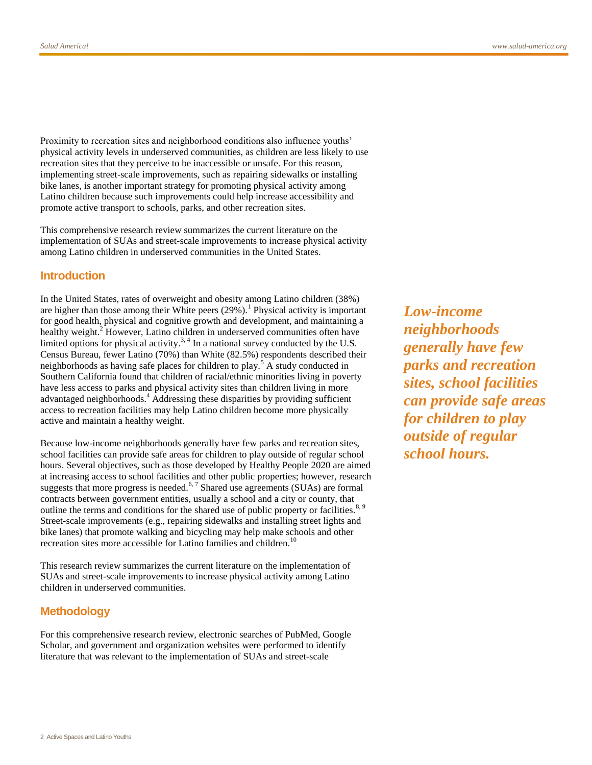Proximity to recreation sites and neighborhood conditions also influence youths' physical activity levels in underserved communities, as children are less likely to use recreation sites that they perceive to be inaccessible or unsafe. For this reason, implementing street-scale improvements, such as repairing sidewalks or installing bike lanes, is another important strategy for promoting physical activity among Latino children because such improvements could help increase accessibility and promote active transport to schools, parks, and other recreation sites.

This comprehensive research review summarizes the current literature on the implementation of SUAs and street-scale improvements to increase physical activity among Latino children in underserved communities in the United States.

## Introduction

In the United States, rates of overweight and obesity among Latino children (38%) are higher than those among their White peers (29%).[1] Physical activity is important for good health, physical and cognitive growth and development, and maintaining a healthy weight.[2] However, Latino children in underserved communities often have limited options for physical activity.[3, 4] In a national survey conducted by the U.S. Census Bureau, fewer Latino (70%) than White (82.5%) respondents described their neighborhoods as having safe places for children to play.[5] A study conducted in Southern California found that children of racial/ethnic minorities living in poverty have less access to parks and physical activity sites than children living in more advantaged neighborhoods.[4] Addressing these disparities by providing sufficient access to recreation facilities may help Latino children become more physically active and maintain a healthy weight.

*Low-income neighborhoods generally have few parks and recreation sites, school facilities can provide safe areas for children to play outside of regular school hours.*

Because low-income neighborhoods generally have few parks and recreation sites, school facilities can provide safe areas for children to play outside of regular school hours. Several objectives, such as those developed by Healthy People 2020 are aimed at increasing access to school facilities and other public properties; however, research suggests that more progress is needed.[6, 7] Shared use agreements (SUAs) are formal contracts between government entities, usually a school and a city or county, that outline the terms and conditions for the shared use of public property or facilities.[8, 9] Street-scale improvements (e.g., repairing sidewalks and installing street lights and bike lanes) that promote walking and bicycling may help make schools and other recreation sites more accessible for Latino families and children.[10]

This research review summarizes the current literature on the implementation of SUAs and street-scale improvements to increase physical activity among Latino children in underserved communities.

## Methodology

For this comprehensive research review, electronic searches of PubMed, Google Scholar, and government and organization websites were performed to identify literature that was relevant to the implementation of SUAs and street-scale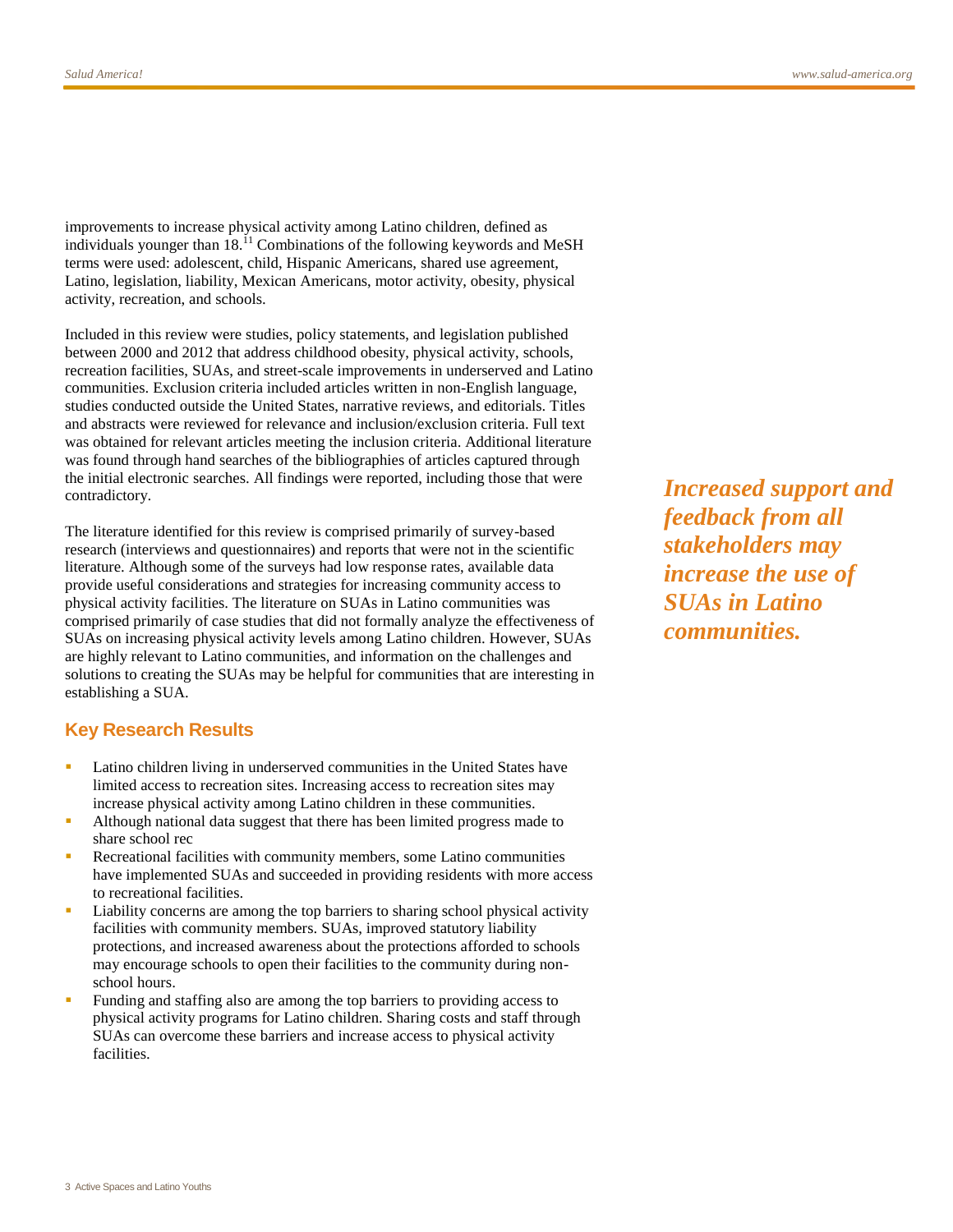improvements to increase physical activity among Latino children, defined as individuals younger than 18.[11] Combinations of the following keywords and MeSH terms were used: adolescent, child, Hispanic Americans, shared use agreement, Latino, legislation, liability, Mexican Americans, motor activity, obesity, physical activity, recreation, and schools.

Included in this review were studies, policy statements, and legislation published between 2000 and 2012 that address childhood obesity, physical activity, schools, recreation facilities, SUAs, and street-scale improvements in underserved and Latino communities. Exclusion criteria included articles written in non-English language, studies conducted outside the United States, narrative reviews, and editorials. Titles and abstracts were reviewed for relevance and inclusion/exclusion criteria. Full text was obtained for relevant articles meeting the inclusion criteria. Additional literature was found through hand searches of the bibliographies of articles captured through the initial electronic searches. All findings were reported, including those that were contradictory.

The literature identified for this review is comprised primarily of survey-based research (interviews and questionnaires) and reports that were not in the scientific literature. Although some of the surveys had low response rates, available data provide useful considerations and strategies for increasing community access to physical activity facilities. The literature on SUAs in Latino communities was comprised primarily of case studies that did not formally analyze the effectiveness of SUAs on increasing physical activity levels among Latino children. However, SUAs are highly relevant to Latino communities, and information on the challenges and solutions to creating the SUAs may be helpful for communities that are interesting in establishing a SUA.

***Increased support and feedback from all stakeholders may increase the use of SUAs in Latino communities.***

## Key Research Results

- Latino children living in underserved communities in the United States have limited access to recreation sites. Increasing access to recreation sites may increase physical activity among Latino children in these communities.
- Although national data suggest that there has been limited progress made to share school rec
- Recreational facilities with community members, some Latino communities have implemented SUAs and succeeded in providing residents with more access to recreational facilities.
- Liability concerns are among the top barriers to sharing school physical activity facilities with community members. SUAs, improved statutory liability protections, and increased awareness about the protections afforded to schools may encourage schools to open their facilities to the community during non-school hours.
- Funding and staffing also are among the top barriers to providing access to physical activity programs for Latino children. Sharing costs and staff through SUAs can overcome these barriers and increase access to physical activity facilities.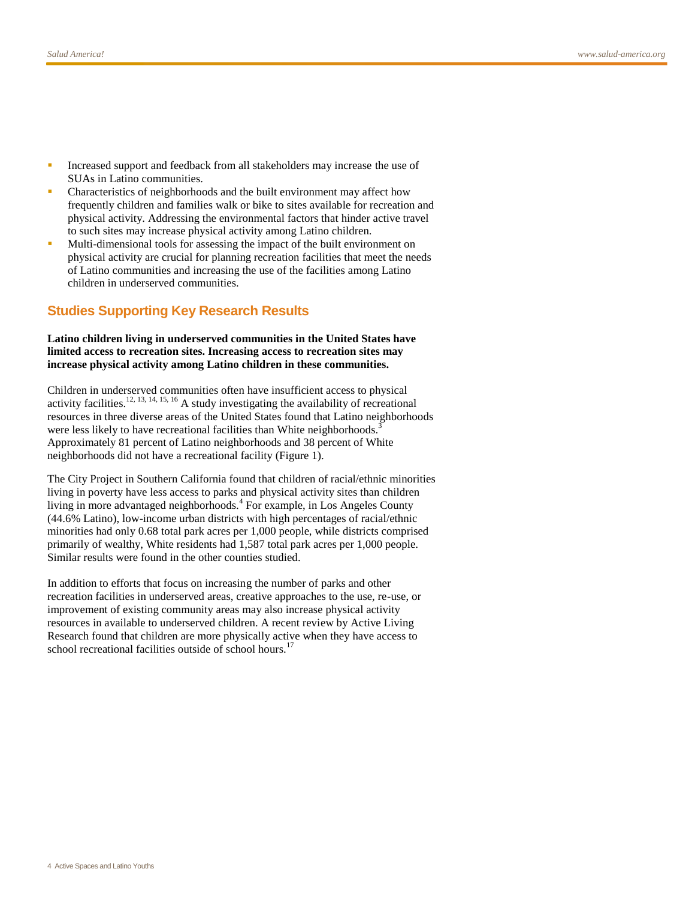- Increased support and feedback from all stakeholders may increase the use of SUAs in Latino communities.
- Characteristics of neighborhoods and the built environment may affect how frequently children and families walk or bike to sites available for recreation and physical activity. Addressing the environmental factors that hinder active travel to such sites may increase physical activity among Latino children.
- Multi-dimensional tools for assessing the impact of the built environment on physical activity are crucial for planning recreation facilities that meet the needs of Latino communities and increasing the use of the facilities among Latino children in underserved communities.

## Studies Supporting Key Research Results

**Latino children living in underserved communities in the United States have limited access to recreation sites. Increasing access to recreation sites may increase physical activity among Latino children in these communities.**

Children in underserved communities often have insufficient access to physical activity facilities.[12, 13, 14, 15, 16] A study investigating the availability of recreational resources in three diverse areas of the United States found that Latino neighborhoods were less likely to have recreational facilities than White neighborhoods.[3] Approximately 81 percent of Latino neighborhoods and 38 percent of White neighborhoods did not have a recreational facility (Figure 1).

The City Project in Southern California found that children of racial/ethnic minorities living in poverty have less access to parks and physical activity sites than children living in more advantaged neighborhoods.[4] For example, in Los Angeles County (44.6% Latino), low-income urban districts with high percentages of racial/ethnic minorities had only 0.68 total park acres per 1,000 people, while districts comprised primarily of wealthy, White residents had 1,587 total park acres per 1,000 people. Similar results were found in the other counties studied.

In addition to efforts that focus on increasing the number of parks and other recreation facilities in underserved areas, creative approaches to the use, re-use, or improvement of existing community areas may also increase physical activity resources in available to underserved children. A recent review by Active Living Research found that children are more physically active when they have access to school recreational facilities outside of school hours.[17]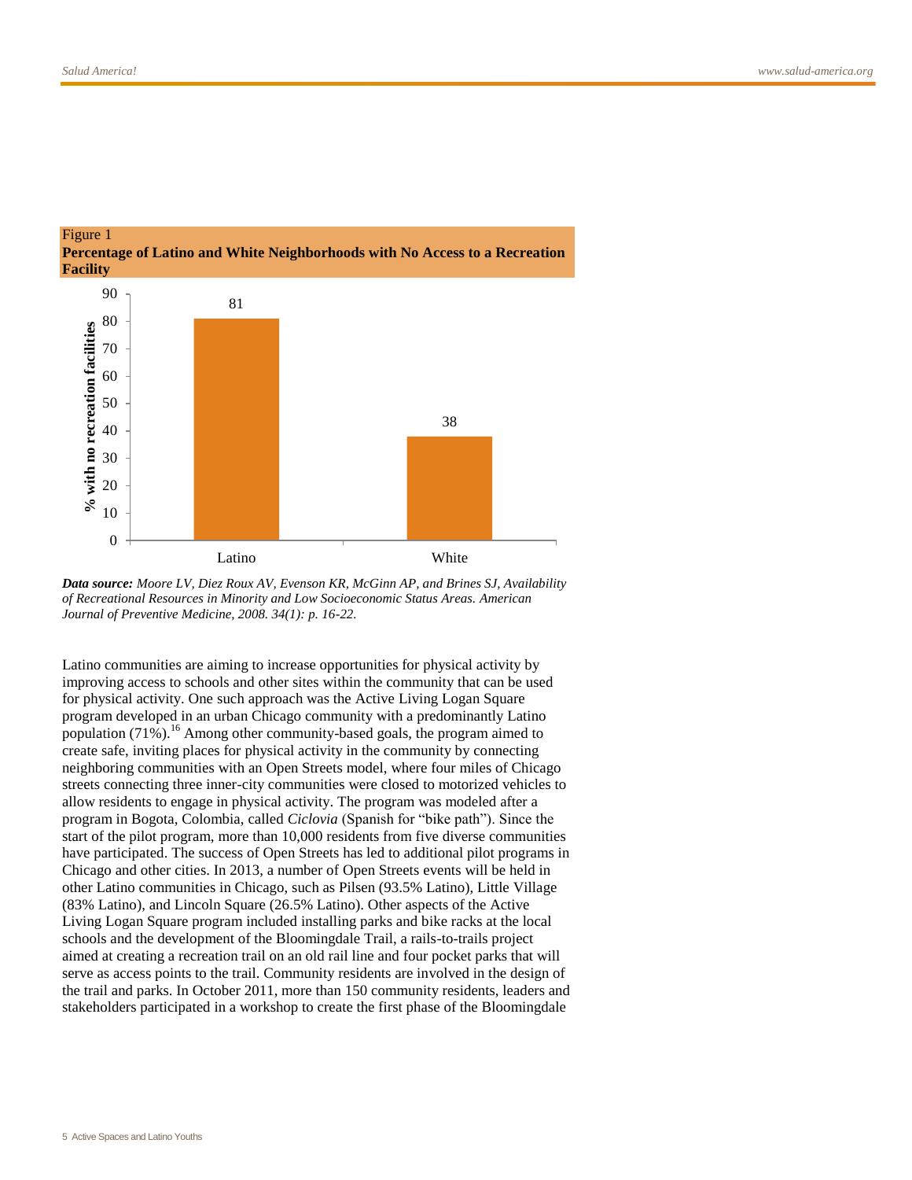Figure 1

**Percentage of Latino and White Neighborhoods with No Access to a Recreation Facility**

| | % with no recreation facilities |
|---|---|
| Latino | 81 |
| White | 38 |

***Data source:*** *Moore LV, Diez Roux AV, Evenson KR, McGinn AP, and Brines SJ, Availability of Recreational Resources in Minority and Low Socioeconomic Status Areas. American Journal of Preventive Medicine, 2008. 34(1): p. 16-22.*

Latino communities are aiming to increase opportunities for physical activity by improving access to schools and other sites within the community that can be used for physical activity. One such approach was the Active Living Logan Square program developed in an urban Chicago community with a predominantly Latino population (71%).[16] Among other community-based goals, the program aimed to create safe, inviting places for physical activity in the community by connecting neighboring communities with an Open Streets model, where four miles of Chicago streets connecting three inner-city communities were closed to motorized vehicles to allow residents to engage in physical activity. The program was modeled after a program in Bogota, Colombia, called *Ciclovia* (Spanish for "bike path"). Since the start of the pilot program, more than 10,000 residents from five diverse communities have participated. The success of Open Streets has led to additional pilot programs in Chicago and other cities. In 2013, a number of Open Streets events will be held in other Latino communities in Chicago, such as Pilsen (93.5% Latino), Little Village (83% Latino), and Lincoln Square (26.5% Latino). Other aspects of the Active Living Logan Square program included installing parks and bike racks at the local schools and the development of the Bloomingdale Trail, a rails-to-trails project aimed at creating a recreation trail on an old rail line and four pocket parks that will serve as access points to the trail. Community residents are involved in the design of the trail and parks. In October 2011, more than 150 community residents, leaders and stakeholders participated in a workshop to create the first phase of the Bloomingdale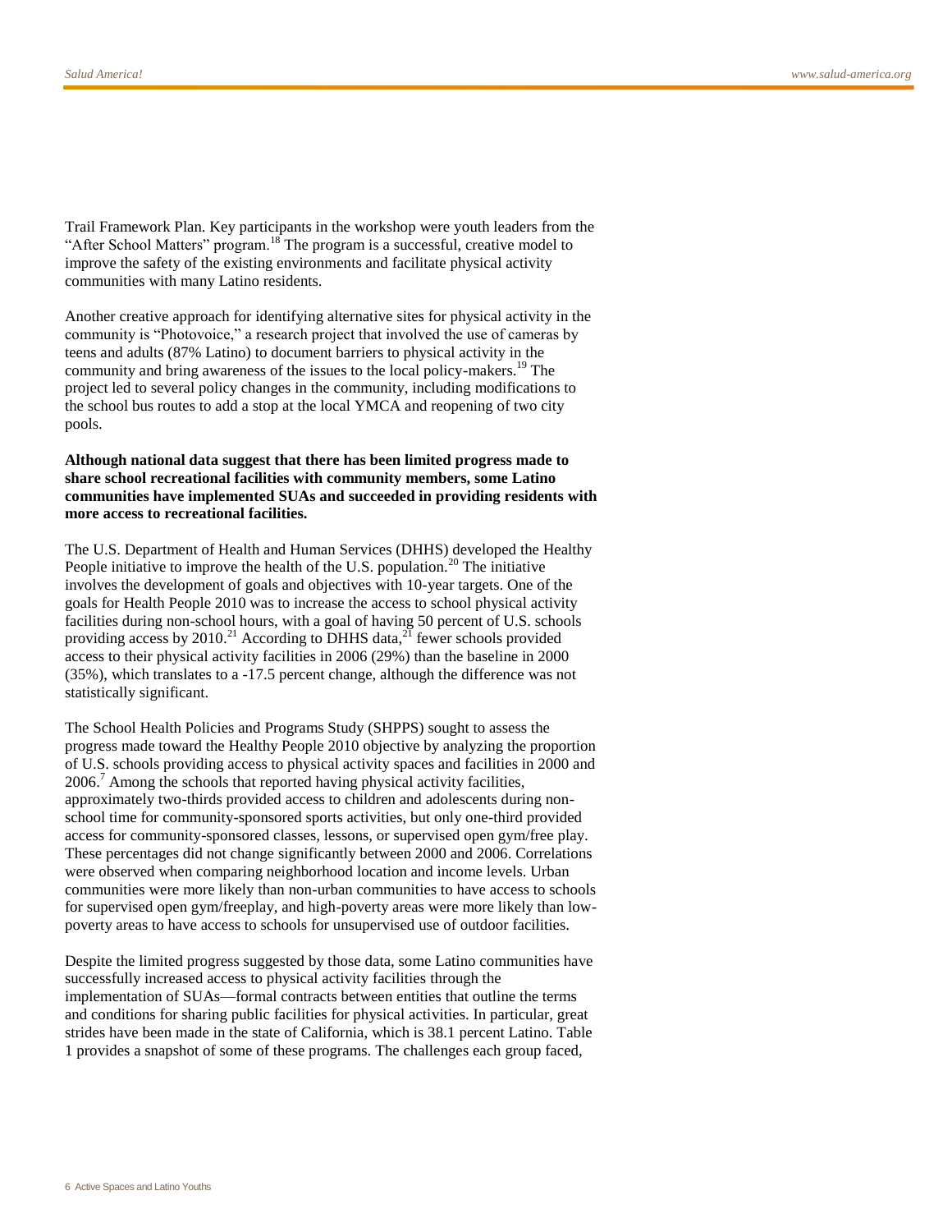Trail Framework Plan. Key participants in the workshop were youth leaders from the "After School Matters" program.[18] The program is a successful, creative model to improve the safety of the existing environments and facilitate physical activity communities with many Latino residents.

Another creative approach for identifying alternative sites for physical activity in the community is "Photovoice," a research project that involved the use of cameras by teens and adults (87% Latino) to document barriers to physical activity in the community and bring awareness of the issues to the local policy-makers.[19] The project led to several policy changes in the community, including modifications to the school bus routes to add a stop at the local YMCA and reopening of two city pools.

**Although national data suggest that there has been limited progress made to share school recreational facilities with community members, some Latino communities have implemented SUAs and succeeded in providing residents with more access to recreational facilities.**

The U.S. Department of Health and Human Services (DHHS) developed the Healthy People initiative to improve the health of the U.S. population.[20] The initiative involves the development of goals and objectives with 10-year targets. One of the goals for Health People 2010 was to increase the access to school physical activity facilities during non-school hours, with a goal of having 50 percent of U.S. schools providing access by 2010.[21] According to DHHS data,[21] fewer schools provided access to their physical activity facilities in 2006 (29%) than the baseline in 2000 (35%), which translates to a -17.5 percent change, although the difference was not statistically significant.

The School Health Policies and Programs Study (SHPPS) sought to assess the progress made toward the Healthy People 2010 objective by analyzing the proportion of U.S. schools providing access to physical activity spaces and facilities in 2000 and 2006.[7] Among the schools that reported having physical activity facilities, approximately two-thirds provided access to children and adolescents during non-school time for community-sponsored sports activities, but only one-third provided access for community-sponsored classes, lessons, or supervised open gym/free play. These percentages did not change significantly between 2000 and 2006. Correlations were observed when comparing neighborhood location and income levels. Urban communities were more likely than non-urban communities to have access to schools for supervised open gym/freeplay, and high-poverty areas were more likely than low-poverty areas to have access to schools for unsupervised use of outdoor facilities.

Despite the limited progress suggested by those data, some Latino communities have successfully increased access to physical activity facilities through the implementation of SUAs—formal contracts between entities that outline the terms and conditions for sharing public facilities for physical activities. In particular, great strides have been made in the state of California, which is 38.1 percent Latino. Table 1 provides a snapshot of some of these programs. The challenges each group faced,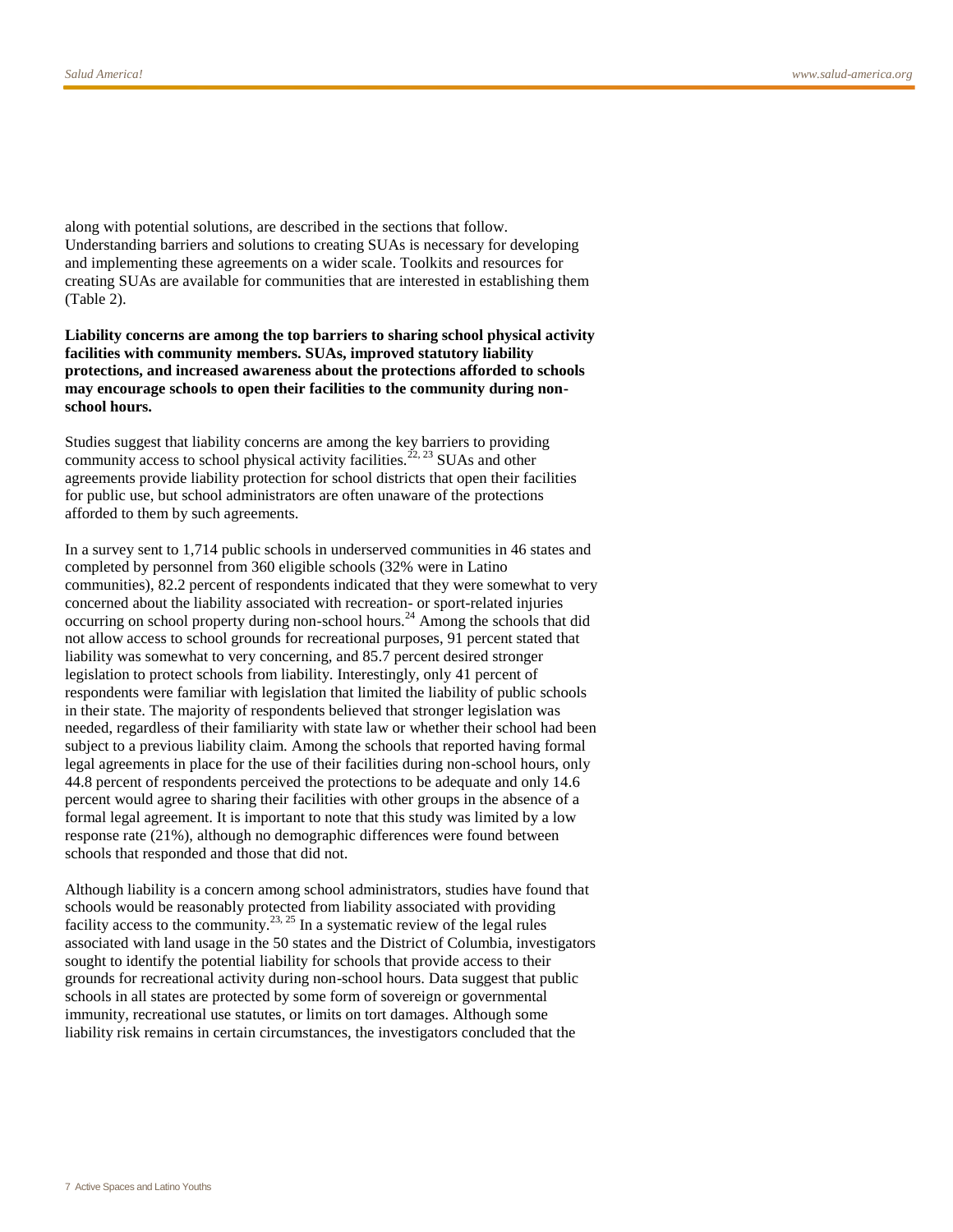along with potential solutions, are described in the sections that follow. Understanding barriers and solutions to creating SUAs is necessary for developing and implementing these agreements on a wider scale. Toolkits and resources for creating SUAs are available for communities that are interested in establishing them (Table 2).

**Liability concerns are among the top barriers to sharing school physical activity facilities with community members. SUAs, improved statutory liability protections, and increased awareness about the protections afforded to schools may encourage schools to open their facilities to the community during non-school hours.**

Studies suggest that liability concerns are among the key barriers to providing community access to school physical activity facilities.[22, 23] SUAs and other agreements provide liability protection for school districts that open their facilities for public use, but school administrators are often unaware of the protections afforded to them by such agreements.

In a survey sent to 1,714 public schools in underserved communities in 46 states and completed by personnel from 360 eligible schools (32% were in Latino communities), 82.2 percent of respondents indicated that they were somewhat to very concerned about the liability associated with recreation- or sport-related injuries occurring on school property during non-school hours.[24] Among the schools that did not allow access to school grounds for recreational purposes, 91 percent stated that liability was somewhat to very concerning, and 85.7 percent desired stronger legislation to protect schools from liability. Interestingly, only 41 percent of respondents were familiar with legislation that limited the liability of public schools in their state. The majority of respondents believed that stronger legislation was needed, regardless of their familiarity with state law or whether their school had been subject to a previous liability claim. Among the schools that reported having formal legal agreements in place for the use of their facilities during non-school hours, only 44.8 percent of respondents perceived the protections to be adequate and only 14.6 percent would agree to sharing their facilities with other groups in the absence of a formal legal agreement. It is important to note that this study was limited by a low response rate (21%), although no demographic differences were found between schools that responded and those that did not.

Although liability is a concern among school administrators, studies have found that schools would be reasonably protected from liability associated with providing facility access to the community.[23, 25] In a systematic review of the legal rules associated with land usage in the 50 states and the District of Columbia, investigators sought to identify the potential liability for schools that provide access to their grounds for recreational activity during non-school hours. Data suggest that public schools in all states are protected by some form of sovereign or governmental immunity, recreational use statutes, or limits on tort damages. Although some liability risk remains in certain circumstances, the investigators concluded that the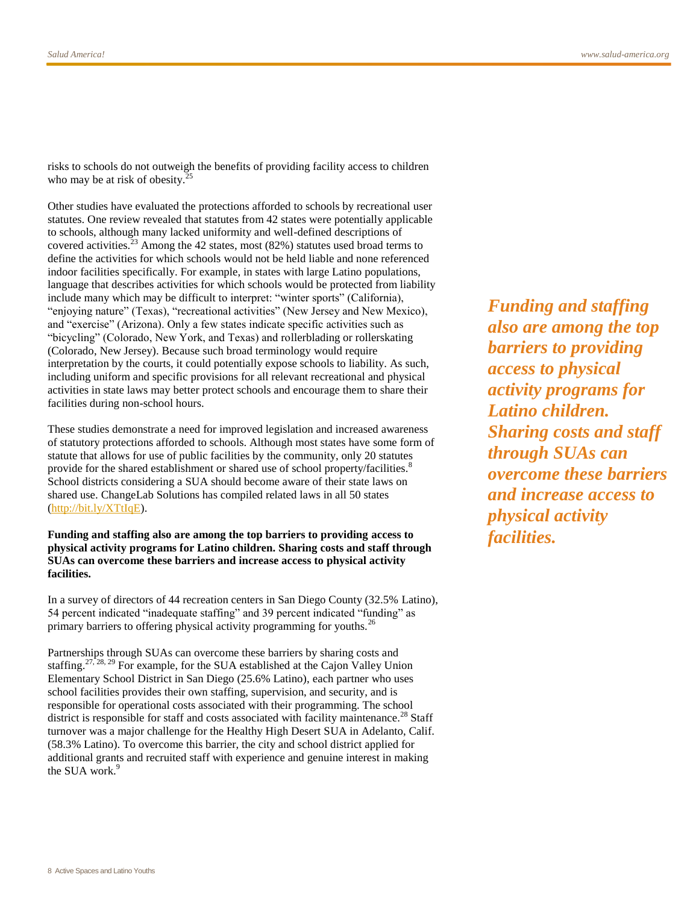risks to schools do not outweigh the benefits of providing facility access to children who may be at risk of obesity.[25]

Other studies have evaluated the protections afforded to schools by recreational user statutes. One review revealed that statutes from 42 states were potentially applicable to schools, although many lacked uniformity and well-defined descriptions of covered activities.[23] Among the 42 states, most (82%) statutes used broad terms to define the activities for which schools would not be held liable and none referenced indoor facilities specifically. For example, in states with large Latino populations, language that describes activities for which schools would be protected from liability include many which may be difficult to interpret: "winter sports" (California), "enjoying nature" (Texas), "recreational activities" (New Jersey and New Mexico), and "exercise" (Arizona). Only a few states indicate specific activities such as "bicycling" (Colorado, New York, and Texas) and rollerblading or rollerskating (Colorado, New Jersey). Because such broad terminology would require interpretation by the courts, it could potentially expose schools to liability. As such, including uniform and specific provisions for all relevant recreational and physical activities in state laws may better protect schools and encourage them to share their facilities during non-school hours.

These studies demonstrate a need for improved legislation and increased awareness of statutory protections afforded to schools. Although most states have some form of statute that allows for use of public facilities by the community, only 20 statutes provide for the shared establishment or shared use of school property/facilities.[8] School districts considering a SUA should become aware of their state laws on shared use. ChangeLab Solutions has compiled related laws in all 50 states (http://bit.ly/XTtIqE).

*Funding and staffing also are among the top barriers to providing access to physical activity programs for Latino children. Sharing costs and staff through SUAs can overcome these barriers and increase access to physical activity facilities.*

**Funding and staffing also are among the top barriers to providing access to physical activity programs for Latino children. Sharing costs and staff through SUAs can overcome these barriers and increase access to physical activity facilities.**

In a survey of directors of 44 recreation centers in San Diego County (32.5% Latino), 54 percent indicated "inadequate staffing" and 39 percent indicated "funding" as primary barriers to offering physical activity programming for youths.[26]

Partnerships through SUAs can overcome these barriers by sharing costs and staffing.[27, 28, 29] For example, for the SUA established at the Cajon Valley Union Elementary School District in San Diego (25.6% Latino), each partner who uses school facilities provides their own staffing, supervision, and security, and is responsible for operational costs associated with their programming. The school district is responsible for staff and costs associated with facility maintenance.[28] Staff turnover was a major challenge for the Healthy High Desert SUA in Adelanto, Calif. (58.3% Latino). To overcome this barrier, the city and school district applied for additional grants and recruited staff with experience and genuine interest in making the SUA work.[9]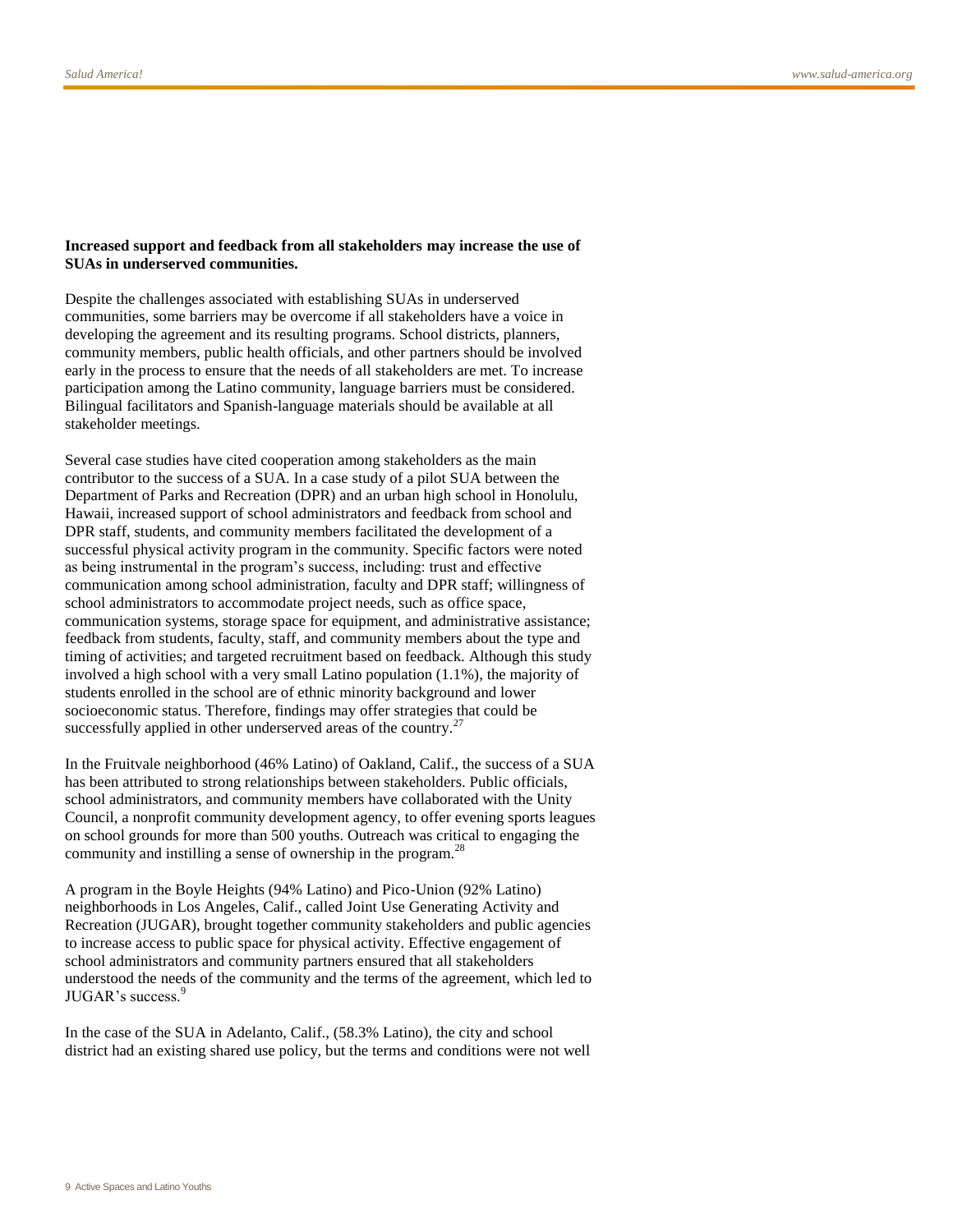**Increased support and feedback from all stakeholders may increase the use of SUAs in underserved communities.**

Despite the challenges associated with establishing SUAs in underserved communities, some barriers may be overcome if all stakeholders have a voice in developing the agreement and its resulting programs. School districts, planners, community members, public health officials, and other partners should be involved early in the process to ensure that the needs of all stakeholders are met. To increase participation among the Latino community, language barriers must be considered. Bilingual facilitators and Spanish-language materials should be available at all stakeholder meetings.

Several case studies have cited cooperation among stakeholders as the main contributor to the success of a SUA. In a case study of a pilot SUA between the Department of Parks and Recreation (DPR) and an urban high school in Honolulu, Hawaii, increased support of school administrators and feedback from school and DPR staff, students, and community members facilitated the development of a successful physical activity program in the community. Specific factors were noted as being instrumental in the program's success, including: trust and effective communication among school administration, faculty and DPR staff; willingness of school administrators to accommodate project needs, such as office space, communication systems, storage space for equipment, and administrative assistance; feedback from students, faculty, staff, and community members about the type and timing of activities; and targeted recruitment based on feedback. Although this study involved a high school with a very small Latino population (1.1%), the majority of students enrolled in the school are of ethnic minority background and lower socioeconomic status. Therefore, findings may offer strategies that could be successfully applied in other underserved areas of the country.[27]

In the Fruitvale neighborhood (46% Latino) of Oakland, Calif., the success of a SUA has been attributed to strong relationships between stakeholders. Public officials, school administrators, and community members have collaborated with the Unity Council, a nonprofit community development agency, to offer evening sports leagues on school grounds for more than 500 youths. Outreach was critical to engaging the community and instilling a sense of ownership in the program.[28]

A program in the Boyle Heights (94% Latino) and Pico-Union (92% Latino) neighborhoods in Los Angeles, Calif., called Joint Use Generating Activity and Recreation (JUGAR), brought together community stakeholders and public agencies to increase access to public space for physical activity. Effective engagement of school administrators and community partners ensured that all stakeholders understood the needs of the community and the terms of the agreement, which led to JUGAR's success.[9]

In the case of the SUA in Adelanto, Calif., (58.3% Latino), the city and school district had an existing shared use policy, but the terms and conditions were not well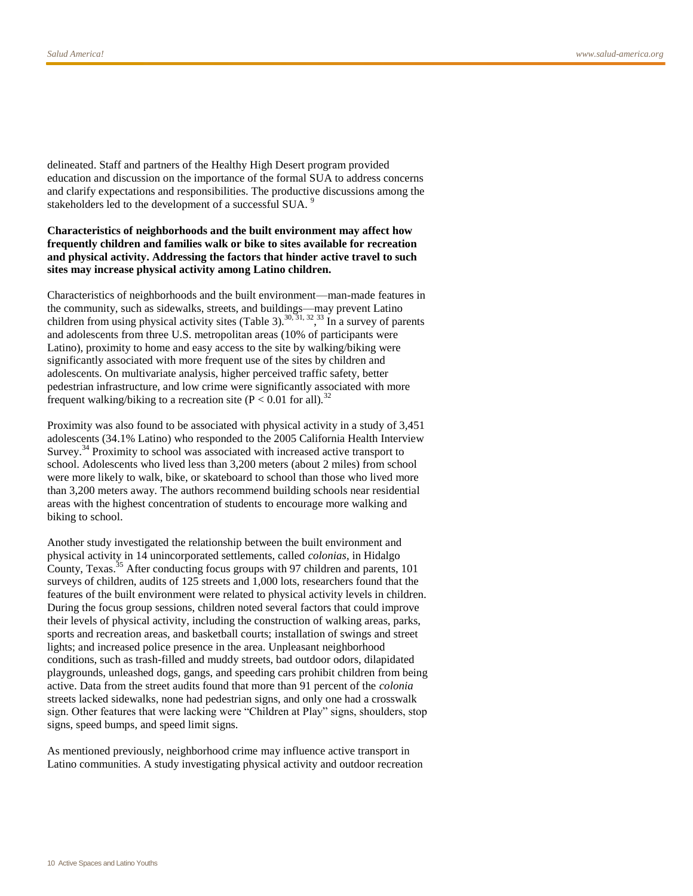delineated. Staff and partners of the Healthy High Desert program provided education and discussion on the importance of the formal SUA to address concerns and clarify expectations and responsibilities. The productive discussions among the stakeholders led to the development of a successful SUA. [9]

**Characteristics of neighborhoods and the built environment may affect how frequently children and families walk or bike to sites available for recreation and physical activity. Addressing the factors that hinder active travel to such sites may increase physical activity among Latino children.**

Characteristics of neighborhoods and the built environment—man-made features in the community, such as sidewalks, streets, and buildings—may prevent Latino children from using physical activity sites (Table 3).[30, 31, 32, 33] In a survey of parents and adolescents from three U.S. metropolitan areas (10% of participants were Latino), proximity to home and easy access to the site by walking/biking were significantly associated with more frequent use of the sites by children and adolescents. On multivariate analysis, higher perceived traffic safety, better pedestrian infrastructure, and low crime were significantly associated with more frequent walking/biking to a recreation site ($P < 0.01$ for all).[32]

Proximity was also found to be associated with physical activity in a study of 3,451 adolescents (34.1% Latino) who responded to the 2005 California Health Interview Survey.[34] Proximity to school was associated with increased active transport to school. Adolescents who lived less than 3,200 meters (about 2 miles) from school were more likely to walk, bike, or skateboard to school than those who lived more than 3,200 meters away. The authors recommend building schools near residential areas with the highest concentration of students to encourage more walking and biking to school.

Another study investigated the relationship between the built environment and physical activity in 14 unincorporated settlements, called *colonias*, in Hidalgo County, Texas.[35] After conducting focus groups with 97 children and parents, 101 surveys of children, audits of 125 streets and 1,000 lots, researchers found that the features of the built environment were related to physical activity levels in children. During the focus group sessions, children noted several factors that could improve their levels of physical activity, including the construction of walking areas, parks, sports and recreation areas, and basketball courts; installation of swings and street lights; and increased police presence in the area. Unpleasant neighborhood conditions, such as trash-filled and muddy streets, bad outdoor odors, dilapidated playgrounds, unleashed dogs, gangs, and speeding cars prohibit children from being active. Data from the street audits found that more than 91 percent of the *colonia* streets lacked sidewalks, none had pedestrian signs, and only one had a crosswalk sign. Other features that were lacking were "Children at Play" signs, shoulders, stop signs, speed bumps, and speed limit signs.

As mentioned previously, neighborhood crime may influence active transport in Latino communities. A study investigating physical activity and outdoor recreation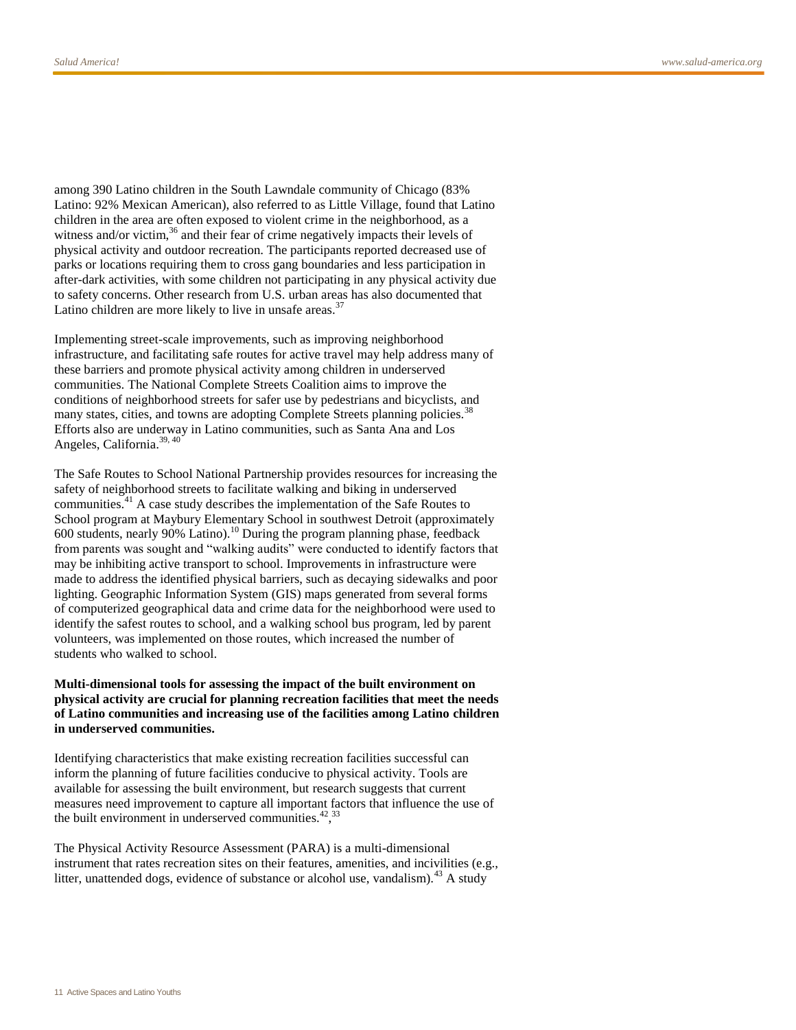among 390 Latino children in the South Lawndale community of Chicago (83% Latino: 92% Mexican American), also referred to as Little Village, found that Latino children in the area are often exposed to violent crime in the neighborhood, as a witness and/or victim,[36] and their fear of crime negatively impacts their levels of physical activity and outdoor recreation. The participants reported decreased use of parks or locations requiring them to cross gang boundaries and less participation in after-dark activities, with some children not participating in any physical activity due to safety concerns. Other research from U.S. urban areas has also documented that Latino children are more likely to live in unsafe areas.[37]

Implementing street-scale improvements, such as improving neighborhood infrastructure, and facilitating safe routes for active travel may help address many of these barriers and promote physical activity among children in underserved communities. The National Complete Streets Coalition aims to improve the conditions of neighborhood streets for safer use by pedestrians and bicyclists, and many states, cities, and towns are adopting Complete Streets planning policies.[38] Efforts also are underway in Latino communities, such as Santa Ana and Los Angeles, California.[39, 40]

The Safe Routes to School National Partnership provides resources for increasing the safety of neighborhood streets to facilitate walking and biking in underserved communities.[41] A case study describes the implementation of the Safe Routes to School program at Maybury Elementary School in southwest Detroit (approximately 600 students, nearly 90% Latino).[10] During the program planning phase, feedback from parents was sought and "walking audits" were conducted to identify factors that may be inhibiting active transport to school. Improvements in infrastructure were made to address the identified physical barriers, such as decaying sidewalks and poor lighting. Geographic Information System (GIS) maps generated from several forms of computerized geographical data and crime data for the neighborhood were used to identify the safest routes to school, and a walking school bus program, led by parent volunteers, was implemented on those routes, which increased the number of students who walked to school.

**Multi-dimensional tools for assessing the impact of the built environment on physical activity are crucial for planning recreation facilities that meet the needs of Latino communities and increasing use of the facilities among Latino children in underserved communities.**

Identifying characteristics that make existing recreation facilities successful can inform the planning of future facilities conducive to physical activity. Tools are available for assessing the built environment, but research suggests that current measures need improvement to capture all important factors that influence the use of the built environment in underserved communities.[42, 33]

The Physical Activity Resource Assessment (PARA) is a multi-dimensional instrument that rates recreation sites on their features, amenities, and incivilities (e.g., litter, unattended dogs, evidence of substance or alcohol use, vandalism).[43] A study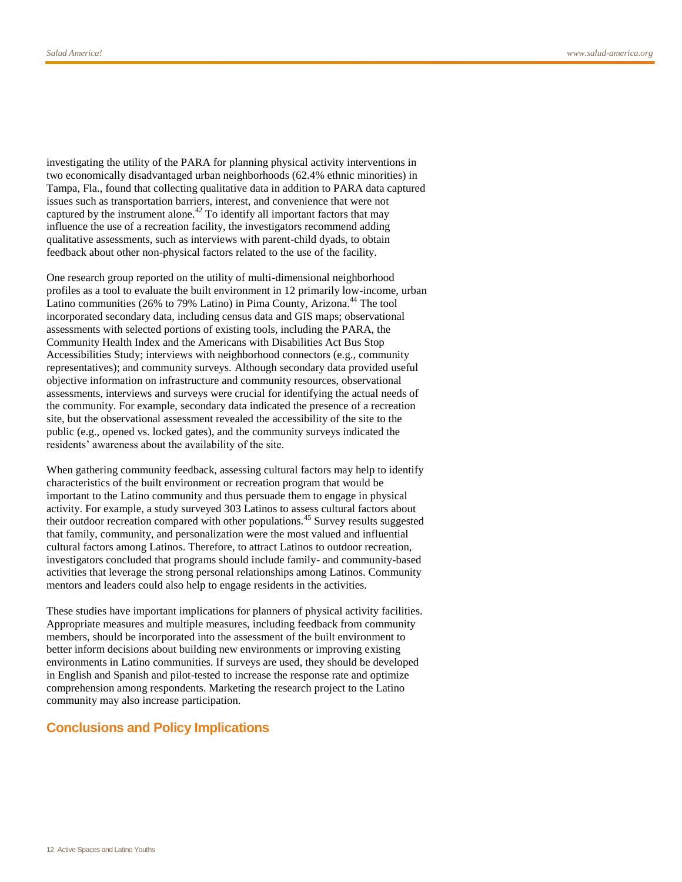investigating the utility of the PARA for planning physical activity interventions in two economically disadvantaged urban neighborhoods (62.4% ethnic minorities) in Tampa, Fla., found that collecting qualitative data in addition to PARA data captured issues such as transportation barriers, interest, and convenience that were not captured by the instrument alone.[42] To identify all important factors that may influence the use of a recreation facility, the investigators recommend adding qualitative assessments, such as interviews with parent-child dyads, to obtain feedback about other non-physical factors related to the use of the facility.

One research group reported on the utility of multi-dimensional neighborhood profiles as a tool to evaluate the built environment in 12 primarily low-income, urban Latino communities (26% to 79% Latino) in Pima County, Arizona.[44] The tool incorporated secondary data, including census data and GIS maps; observational assessments with selected portions of existing tools, including the PARA, the Community Health Index and the Americans with Disabilities Act Bus Stop Accessibilities Study; interviews with neighborhood connectors (e.g., community representatives); and community surveys. Although secondary data provided useful objective information on infrastructure and community resources, observational assessments, interviews and surveys were crucial for identifying the actual needs of the community. For example, secondary data indicated the presence of a recreation site, but the observational assessment revealed the accessibility of the site to the public (e.g., opened vs. locked gates), and the community surveys indicated the residents' awareness about the availability of the site.

When gathering community feedback, assessing cultural factors may help to identify characteristics of the built environment or recreation program that would be important to the Latino community and thus persuade them to engage in physical activity. For example, a study surveyed 303 Latinos to assess cultural factors about their outdoor recreation compared with other populations.[45] Survey results suggested that family, community, and personalization were the most valued and influential cultural factors among Latinos. Therefore, to attract Latinos to outdoor recreation, investigators concluded that programs should include family- and community-based activities that leverage the strong personal relationships among Latinos. Community mentors and leaders could also help to engage residents in the activities.

These studies have important implications for planners of physical activity facilities. Appropriate measures and multiple measures, including feedback from community members, should be incorporated into the assessment of the built environment to better inform decisions about building new environments or improving existing environments in Latino communities. If surveys are used, they should be developed in English and Spanish and pilot-tested to increase the response rate and optimize comprehension among respondents. Marketing the research project to the Latino community may also increase participation.

## Conclusions and Policy Implications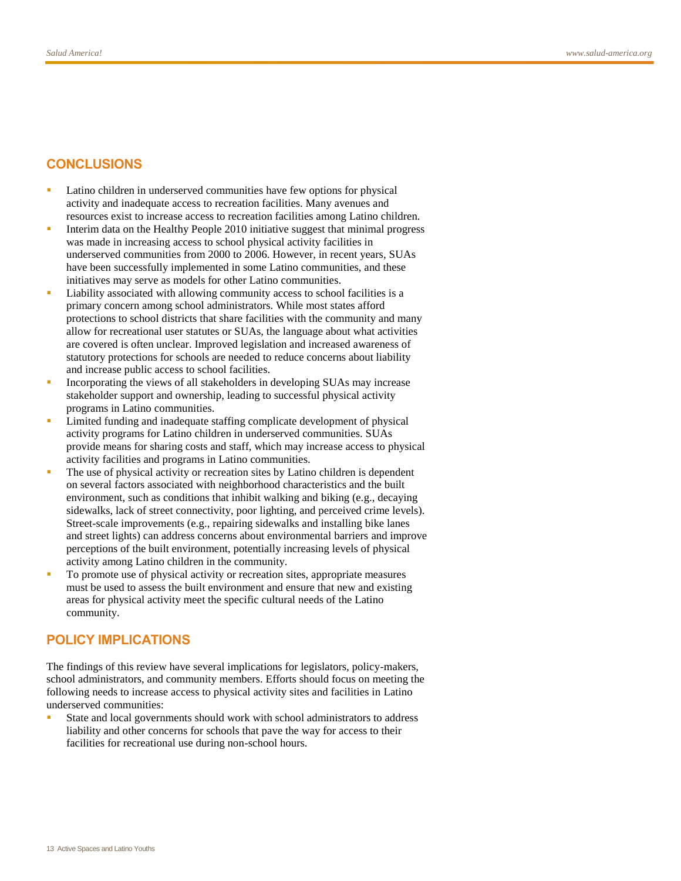## CONCLUSIONS

- Latino children in underserved communities have few options for physical activity and inadequate access to recreation facilities. Many avenues and resources exist to increase access to recreation facilities among Latino children.
- Interim data on the Healthy People 2010 initiative suggest that minimal progress was made in increasing access to school physical activity facilities in underserved communities from 2000 to 2006. However, in recent years, SUAs have been successfully implemented in some Latino communities, and these initiatives may serve as models for other Latino communities.
- Liability associated with allowing community access to school facilities is a primary concern among school administrators. While most states afford protections to school districts that share facilities with the community and many allow for recreational user statutes or SUAs, the language about what activities are covered is often unclear. Improved legislation and increased awareness of statutory protections for schools are needed to reduce concerns about liability and increase public access to school facilities.
- Incorporating the views of all stakeholders in developing SUAs may increase stakeholder support and ownership, leading to successful physical activity programs in Latino communities.
- Limited funding and inadequate staffing complicate development of physical activity programs for Latino children in underserved communities. SUAs provide means for sharing costs and staff, which may increase access to physical activity facilities and programs in Latino communities.
- The use of physical activity or recreation sites by Latino children is dependent on several factors associated with neighborhood characteristics and the built environment, such as conditions that inhibit walking and biking (e.g., decaying sidewalks, lack of street connectivity, poor lighting, and perceived crime levels). Street-scale improvements (e.g., repairing sidewalks and installing bike lanes and street lights) can address concerns about environmental barriers and improve perceptions of the built environment, potentially increasing levels of physical activity among Latino children in the community.
- To promote use of physical activity or recreation sites, appropriate measures must be used to assess the built environment and ensure that new and existing areas for physical activity meet the specific cultural needs of the Latino community.

## POLICY IMPLICATIONS

The findings of this review have several implications for legislators, policy-makers, school administrators, and community members. Efforts should focus on meeting the following needs to increase access to physical activity sites and facilities in Latino underserved communities:

- State and local governments should work with school administrators to address liability and other concerns for schools that pave the way for access to their facilities for recreational use during non-school hours.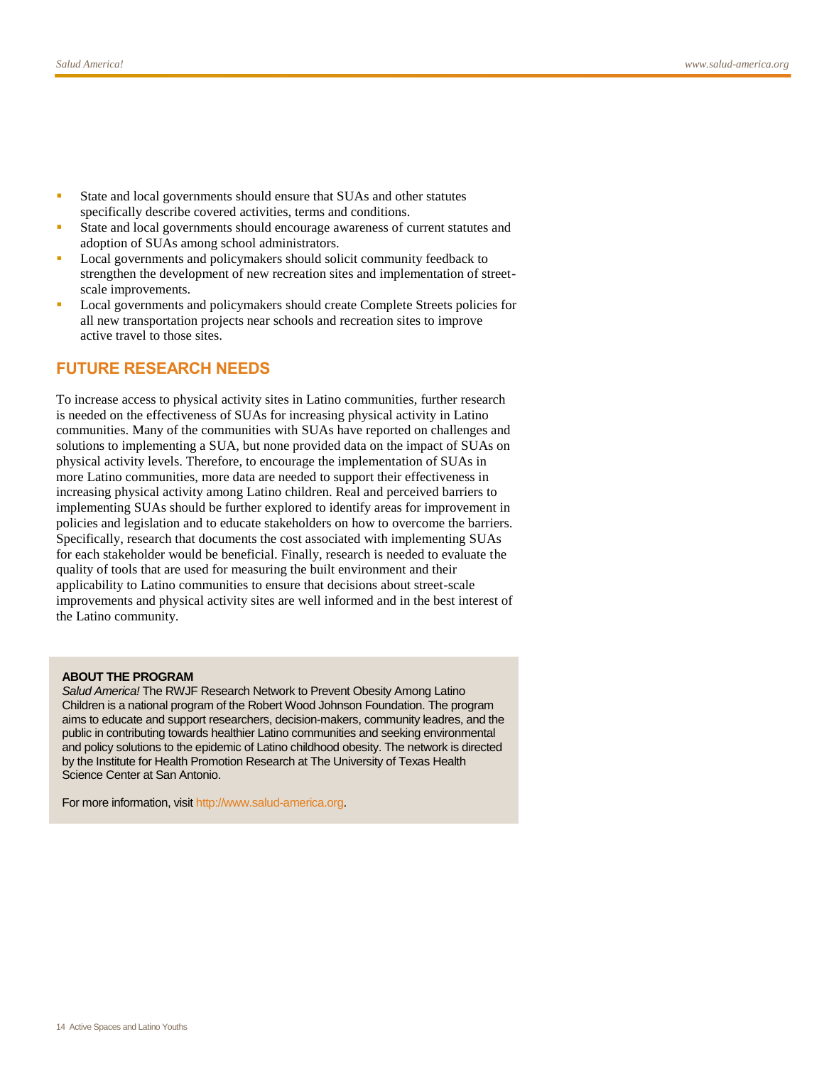- State and local governments should ensure that SUAs and other statutes specifically describe covered activities, terms and conditions.
- State and local governments should encourage awareness of current statutes and adoption of SUAs among school administrators.
- Local governments and policymakers should solicit community feedback to strengthen the development of new recreation sites and implementation of street-scale improvements.
- Local governments and policymakers should create Complete Streets policies for all new transportation projects near schools and recreation sites to improve active travel to those sites.

## FUTURE RESEARCH NEEDS

To increase access to physical activity sites in Latino communities, further research is needed on the effectiveness of SUAs for increasing physical activity in Latino communities. Many of the communities with SUAs have reported on challenges and solutions to implementing a SUA, but none provided data on the impact of SUAs on physical activity levels. Therefore, to encourage the implementation of SUAs in more Latino communities, more data are needed to support their effectiveness in increasing physical activity among Latino children. Real and perceived barriers to implementing SUAs should be further explored to identify areas for improvement in policies and legislation and to educate stakeholders on how to overcome the barriers. Specifically, research that documents the cost associated with implementing SUAs for each stakeholder would be beneficial. Finally, research is needed to evaluate the quality of tools that are used for measuring the built environment and their applicability to Latino communities to ensure that decisions about street-scale improvements and physical activity sites are well informed and in the best interest of the Latino community.

**ABOUT THE PROGRAM**

*Salud America!* The RWJF Research Network to Prevent Obesity Among Latino Children is a national program of the Robert Wood Johnson Foundation. The program aims to educate and support researchers, decision-makers, community leadres, and the public in contributing towards healthier Latino communities and seeking environmental and policy solutions to the epidemic of Latino childhood obesity. The network is directed by the Institute for Health Promotion Research at The University of Texas Health Science Center at San Antonio.

For more information, visit http://www.salud-america.org.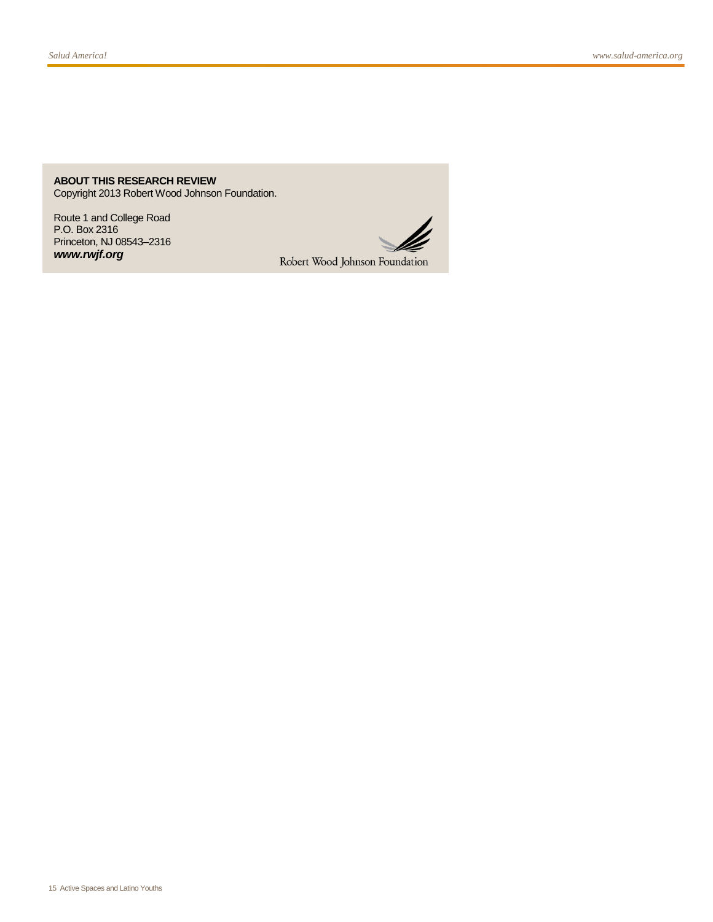**ABOUT THIS RESEARCH REVIEW**
Copyright 2013 Robert Wood Johnson Foundation.

Route 1 and College Road
P.O. Box 2316
Princeton, NJ 08543–2316
***www.rwjf.org***

Robert Wood Johnson Foundation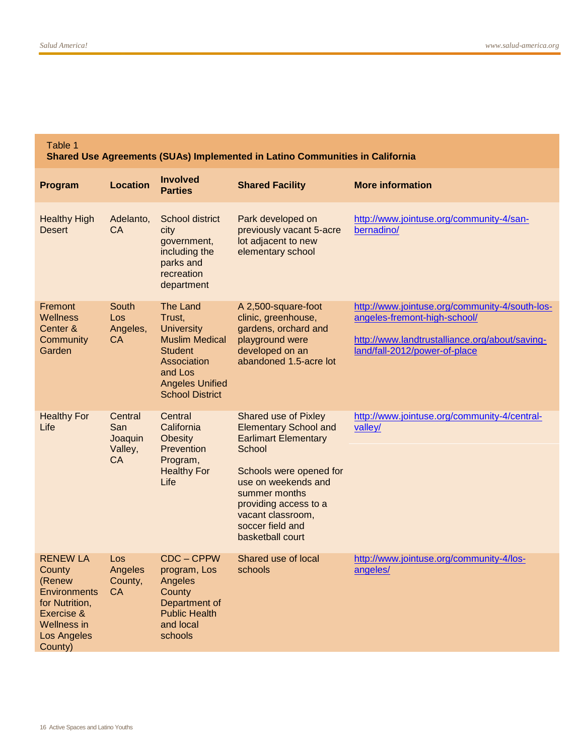Table 1
**Shared Use Agreements (SUAs) Implemented in Latino Communities in California**

| Program | Location | Involved Parties | Shared Facility | More information |
|---|---|---|---|---|
| Healthy High Desert | Adelanto, CA | School district city government, including the parks and recreation department | Park developed on previously vacant 5-acre lot adjacent to new elementary school | http://www.jointuse.org/community-4/san-bernadino/ |
| Fremont Wellness Center & Community Garden | South Los Angeles, CA | The Land Trust, University Muslim Medical Student Association and Los Angeles Unified School District | A 2,500-square-foot clinic, greenhouse, gardens, orchard and playground were developed on an abandoned 1.5-acre lot | http://www.jointuse.org/community-4/south-los-angeles-fremont-high-school/ http://www.landtrustalliance.org/about/saving-land/fall-2012/power-of-place |
| Healthy For Life | Central San Joaquin Valley, CA | Central California Obesity Prevention Program, Healthy For Life | Shared use of Pixley Elementary School and Earlimart Elementary School Schools were opened for use on weekends and summer months providing access to a vacant classroom, soccer field and basketball court | http://www.jointuse.org/community-4/central-valley/ |
| RENEW LA County (Renew Environments for Nutrition, Exercise & Wellness in Los Angeles County) | Los Angeles County, CA | CDC – CPPW program, Los Angeles County Department of Public Health and local schools | Shared use of local schools | http://www.jointuse.org/community-4/los-angeles/ |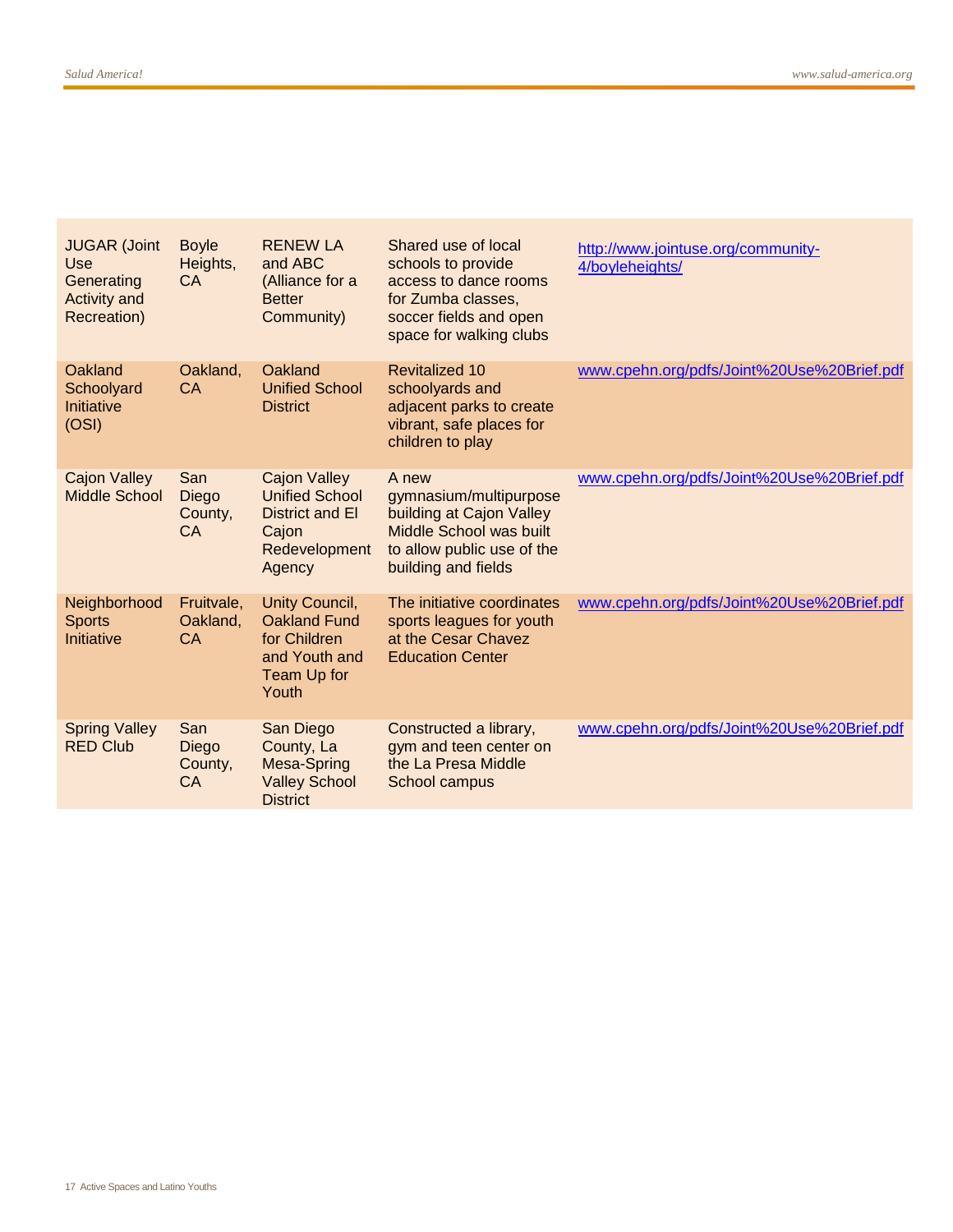| | | | | |
|---|---|---|---|---|
| JUGAR (Joint Use Generating Activity and Recreation) | Boyle Heights, CA | RENEW LA and ABC (Alliance for a Better Community) | Shared use of local schools to provide access to dance rooms for Zumba classes, soccer fields and open space for walking clubs | http://www.jointuse.org/community-4/boyleheights/ |
| Oakland Schoolyard Initiative (OSI) | Oakland, CA | Oakland Unified School District | Revitalized 10 schoolyards and adjacent parks to create vibrant, safe places for children to play | www.cpehn.org/pdfs/Joint%20Use%20Brief.pdf |
| Cajon Valley Middle School | San Diego County, CA | Cajon Valley Unified School District and El Cajon Redevelopment Agency | A new gymnasium/multipurpose building at Cajon Valley Middle School was built to allow public use of the building and fields | www.cpehn.org/pdfs/Joint%20Use%20Brief.pdf |
| Neighborhood Sports Initiative | Fruitvale, Oakland, CA | Unity Council, Oakland Fund for Children and Youth and Team Up for Youth | The initiative coordinates sports leagues for youth at the Cesar Chavez Education Center | www.cpehn.org/pdfs/Joint%20Use%20Brief.pdf |
| Spring Valley RED Club | San Diego County, CA | San Diego County, La Mesa-Spring Valley School District | Constructed a library, gym and teen center on the La Presa Middle School campus | www.cpehn.org/pdfs/Joint%20Use%20Brief.pdf |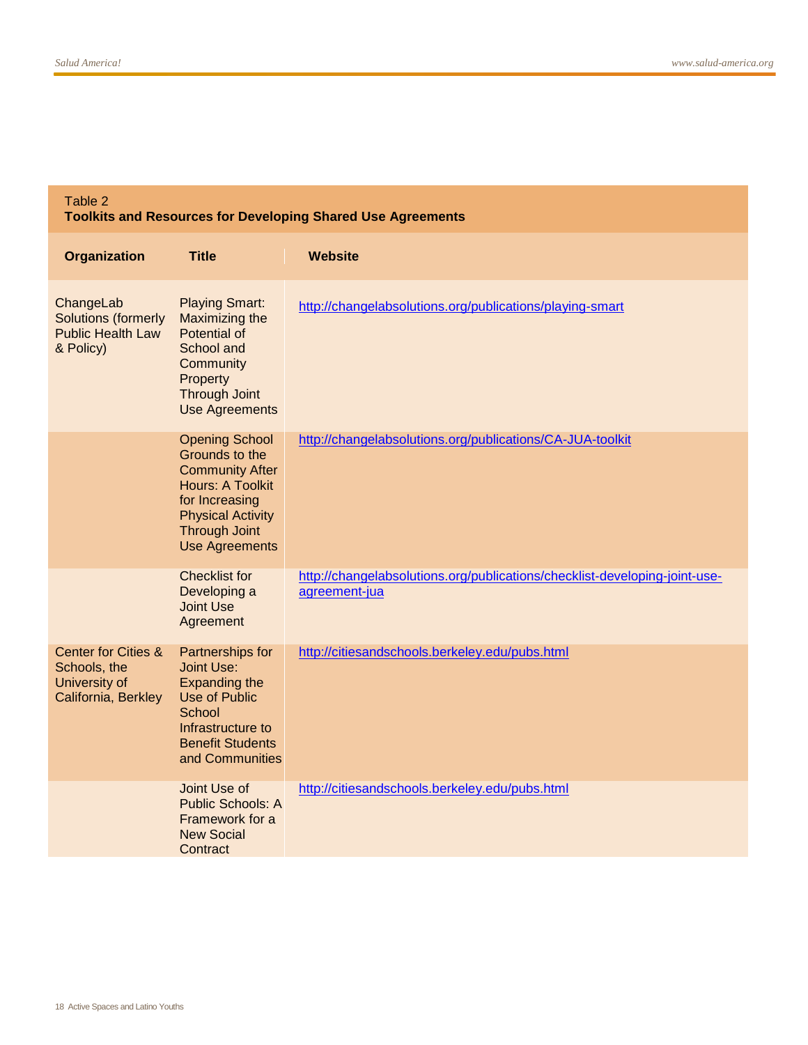Table 2
**Toolkits and Resources for Developing Shared Use Agreements**

| Organization | Title | Website |
|---|---|---|
| ChangeLab Solutions (formerly Public Health Law & Policy) | Playing Smart: Maximizing the Potential of School and Community Property Through Joint Use Agreements | http://changelabsolutions.org/publications/playing-smart |
| | Opening School Grounds to the Community After Hours: A Toolkit for Increasing Physical Activity Through Joint Use Agreements | http://changelabsolutions.org/publications/CA-JUA-toolkit |
| | Checklist for Developing a Joint Use Agreement | http://changelabsolutions.org/publications/checklist-developing-joint-use-agreement-jua |
| Center for Cities & Schools, the University of California, Berkley | Partnerships for Joint Use: Expanding the Use of Public School Infrastructure to Benefit Students and Communities | http://citiesandschools.berkeley.edu/pubs.html |
| | Joint Use of Public Schools: A Framework for a New Social Contract | http://citiesandschools.berkeley.edu/pubs.html |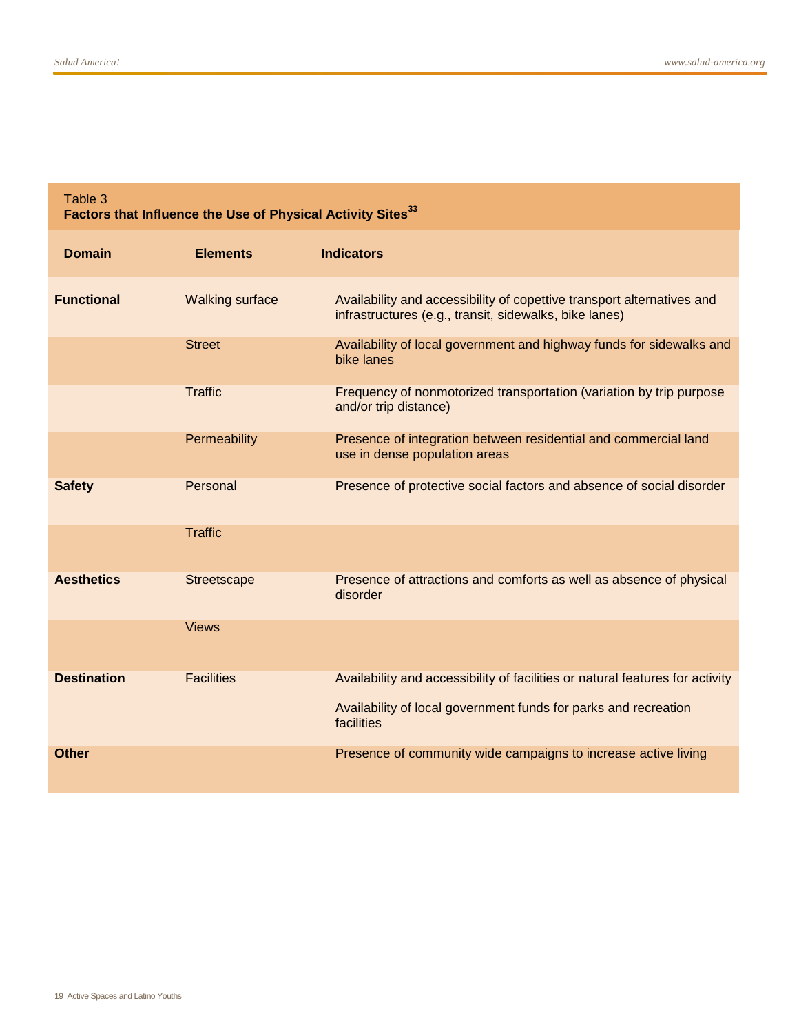Table 3
**Factors that Influence the Use of Physical Activity Sites[33]**

| Domain | Elements | Indicators |
|---|---|---|
| **Functional** | Walking surface | Availability and accessibility of copettive transport alternatives and infrastructures (e.g., transit, sidewalks, bike lanes) |
| | Street | Availability of local government and highway funds for sidewalks and bike lanes |
| | Traffic | Frequency of nonmotorized transportation (variation by trip purpose and/or trip distance) |
| | Permeability | Presence of integration between residential and commercial land use in dense population areas |
| **Safety** | Personal | Presence of protective social factors and absence of social disorder |
| | Traffic | |
| **Aesthetics** | Streetscape | Presence of attractions and comforts as well as absence of physical disorder |
| | Views | |
| **Destination** | Facilities | Availability and accessibility of facilities or natural features for activity<br><br>Availability of local government funds for parks and recreation facilities |
| **Other** | | Presence of community wide campaigns to increase active living |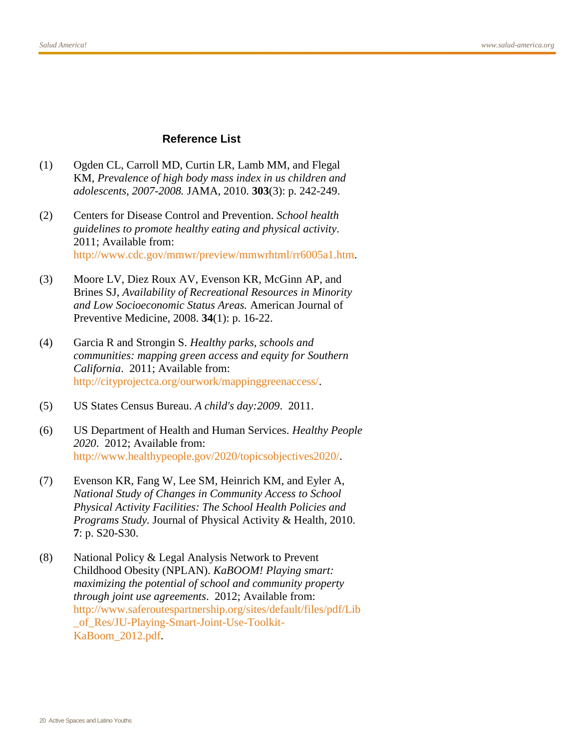## Reference List

(1) Ogden CL, Carroll MD, Curtin LR, Lamb MM, and Flegal KM, *Prevalence of high body mass index in us children and adolescents, 2007-2008.* JAMA, 2010. **303**(3): p. 242-249.

(2) Centers for Disease Control and Prevention. *School health guidelines to promote healthy eating and physical activity*. 2011; Available from: http://www.cdc.gov/mmwr/preview/mmwrhtml/rr6005a1.htm.

(3) Moore LV, Diez Roux AV, Evenson KR, McGinn AP, and Brines SJ, *Availability of Recreational Resources in Minority and Low Socioeconomic Status Areas.* American Journal of Preventive Medicine, 2008. **34**(1): p. 16-22.

(4) Garcia R and Strongin S. *Healthy parks, schools and communities: mapping green access and equity for Southern California*. 2011; Available from: http://cityprojectca.org/ourwork/mappinggreenaccess/.

(5) US States Census Bureau. *A child's day:2009*. 2011.

(6) US Department of Health and Human Services. *Healthy People 2020*. 2012; Available from: http://www.healthypeople.gov/2020/topicsobjectives2020/.

(7) Evenson KR, Fang W, Lee SM, Heinrich KM, and Eyler A, *National Study of Changes in Community Access to School Physical Activity Facilities: The School Health Policies and Programs Study.* Journal of Physical Activity & Health, 2010. **7**: p. S20-S30.

(8) National Policy & Legal Analysis Network to Prevent Childhood Obesity (NPLAN). *KaBOOM! Playing smart: maximizing the potential of school and community property through joint use agreements*. 2012; Available from: http://www.saferoutespartnership.org/sites/default/files/pdf/Lib_of_Res/JU-Playing-Smart-Joint-Use-Toolkit-KaBoom_2012.pdf.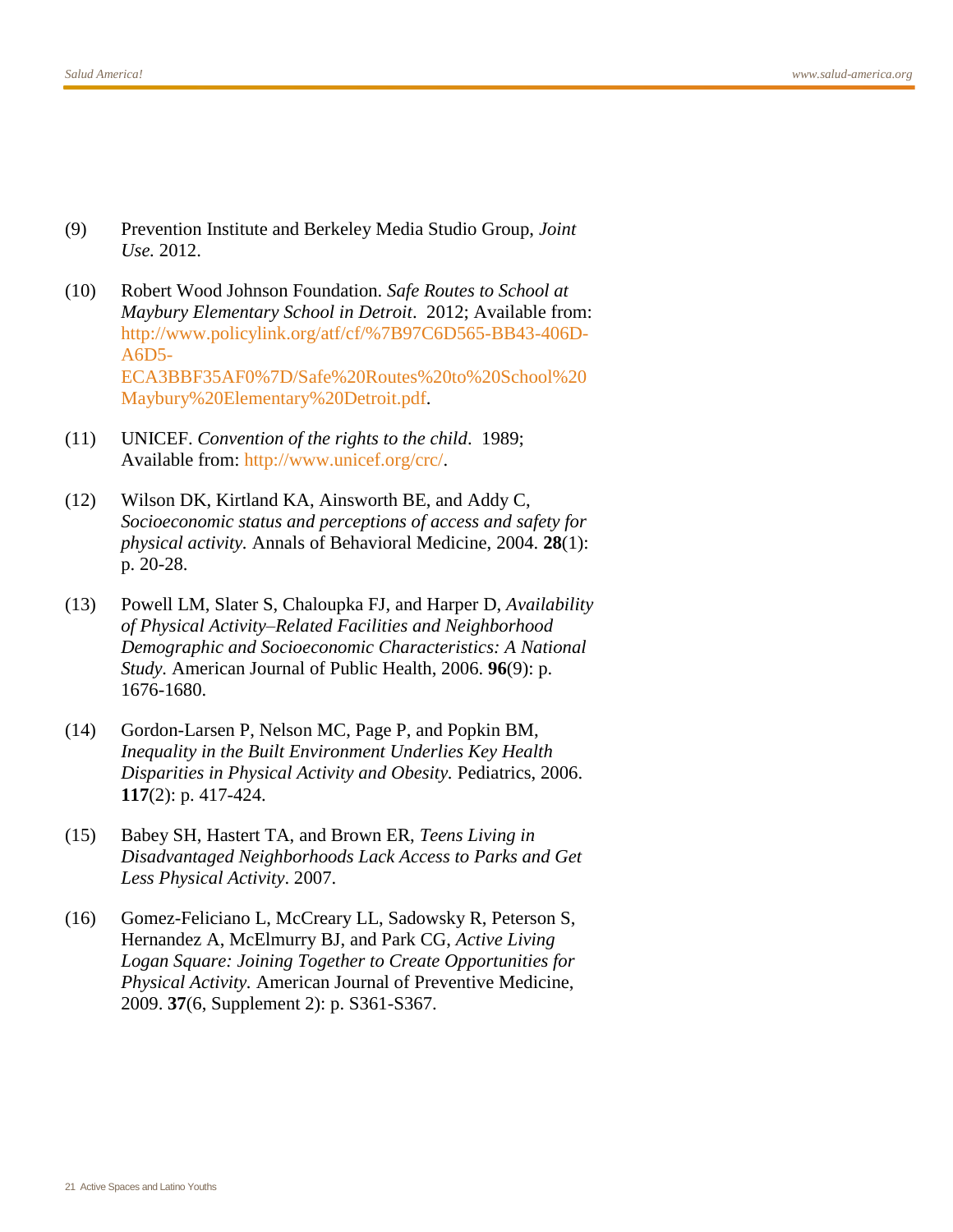(9) Prevention Institute and Berkeley Media Studio Group, *Joint Use.* 2012.

(10) Robert Wood Johnson Foundation. *Safe Routes to School at Maybury Elementary School in Detroit*. 2012; Available from: http://www.policylink.org/atf/cf/%7B97C6D565-BB43-406D-A6D5-ECA3BBF35AF0%7D/Safe%20Routes%20to%20School%20Maybury%20Elementary%20Detroit.pdf.

(11) UNICEF. *Convention of the rights to the child*. 1989; Available from: http://www.unicef.org/crc/.

(12) Wilson DK, Kirtland KA, Ainsworth BE, and Addy C, *Socioeconomic status and perceptions of access and safety for physical activity.* Annals of Behavioral Medicine, 2004. **28**(1): p. 20-28.

(13) Powell LM, Slater S, Chaloupka FJ, and Harper D, *Availability of Physical Activity–Related Facilities and Neighborhood Demographic and Socioeconomic Characteristics: A National Study.* American Journal of Public Health, 2006. **96**(9): p. 1676-1680.

(14) Gordon-Larsen P, Nelson MC, Page P, and Popkin BM, *Inequality in the Built Environment Underlies Key Health Disparities in Physical Activity and Obesity.* Pediatrics, 2006. **117**(2): p. 417-424.

(15) Babey SH, Hastert TA, and Brown ER, *Teens Living in Disadvantaged Neighborhoods Lack Access to Parks and Get Less Physical Activity*. 2007.

(16) Gomez-Feliciano L, McCreary LL, Sadowsky R, Peterson S, Hernandez A, McElmurry BJ, and Park CG, *Active Living Logan Square: Joining Together to Create Opportunities for Physical Activity.* American Journal of Preventive Medicine, 2009. **37**(6, Supplement 2): p. S361-S367.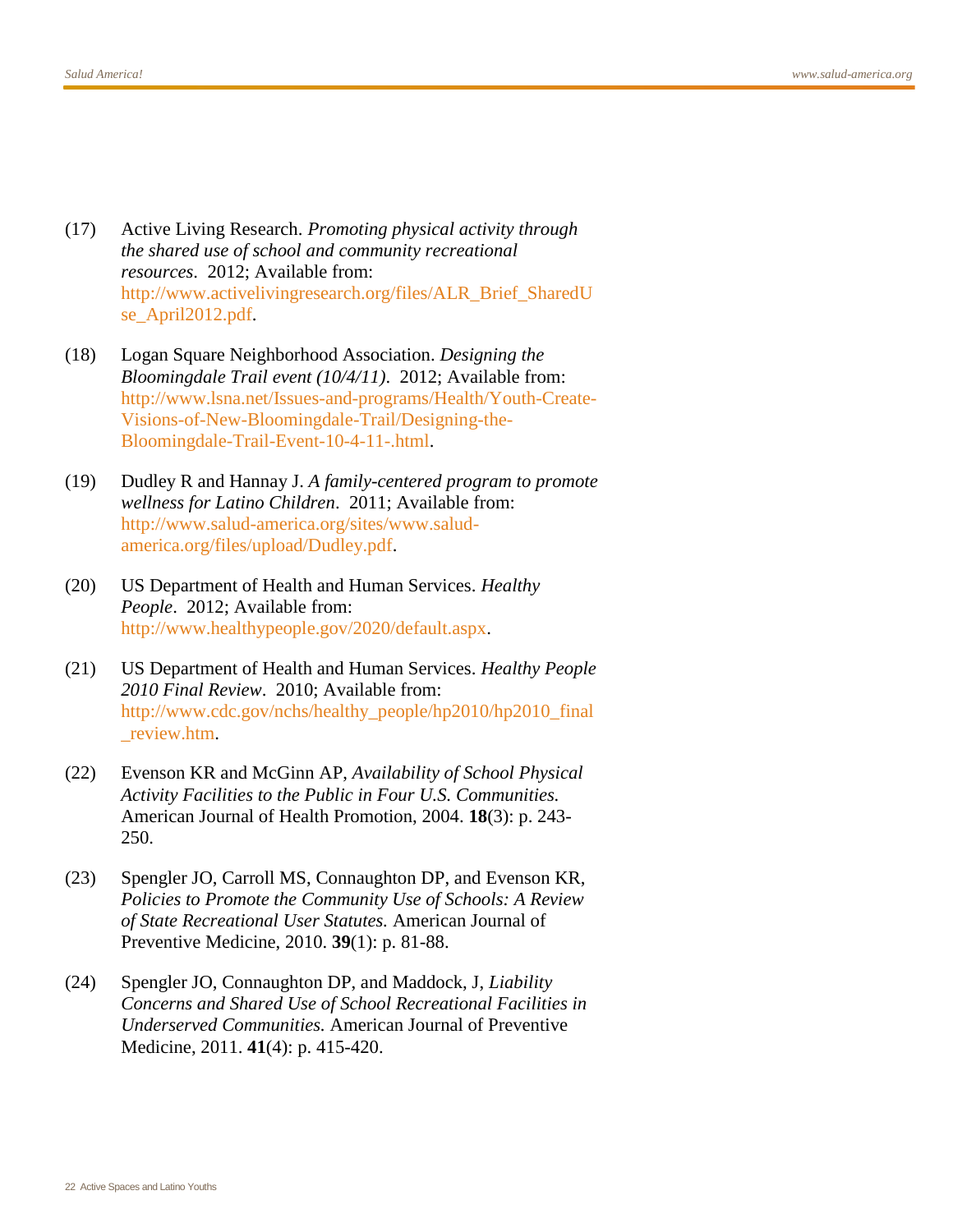(17) Active Living Research. *Promoting physical activity through the shared use of school and community recreational resources*. 2012; Available from: http://www.activelivingresearch.org/files/ALR_Brief_SharedUse_April2012.pdf.

(18) Logan Square Neighborhood Association. *Designing the Bloomingdale Trail event (10/4/11)*. 2012; Available from: http://www.lsna.net/Issues-and-programs/Health/Youth-Create-Visions-of-New-Bloomingdale-Trail/Designing-the-Bloomingdale-Trail-Event-10-4-11-.html.

(19) Dudley R and Hannay J. *A family-centered program to promote wellness for Latino Children*. 2011; Available from: http://www.salud-america.org/sites/www.salud-america.org/files/upload/Dudley.pdf.

(20) US Department of Health and Human Services. *Healthy People*. 2012; Available from: http://www.healthypeople.gov/2020/default.aspx.

(21) US Department of Health and Human Services. *Healthy People 2010 Final Review*. 2010; Available from: http://www.cdc.gov/nchs/healthy_people/hp2010/hp2010_final_review.htm.

(22) Evenson KR and McGinn AP, *Availability of School Physical Activity Facilities to the Public in Four U.S. Communities.* American Journal of Health Promotion, 2004. **18**(3): p. 243-250.

(23) Spengler JO, Carroll MS, Connaughton DP, and Evenson KR, *Policies to Promote the Community Use of Schools: A Review of State Recreational User Statutes.* American Journal of Preventive Medicine, 2010. **39**(1): p. 81-88.

(24) Spengler JO, Connaughton DP, and Maddock, J, *Liability Concerns and Shared Use of School Recreational Facilities in Underserved Communities.* American Journal of Preventive Medicine, 2011. **41**(4): p. 415-420.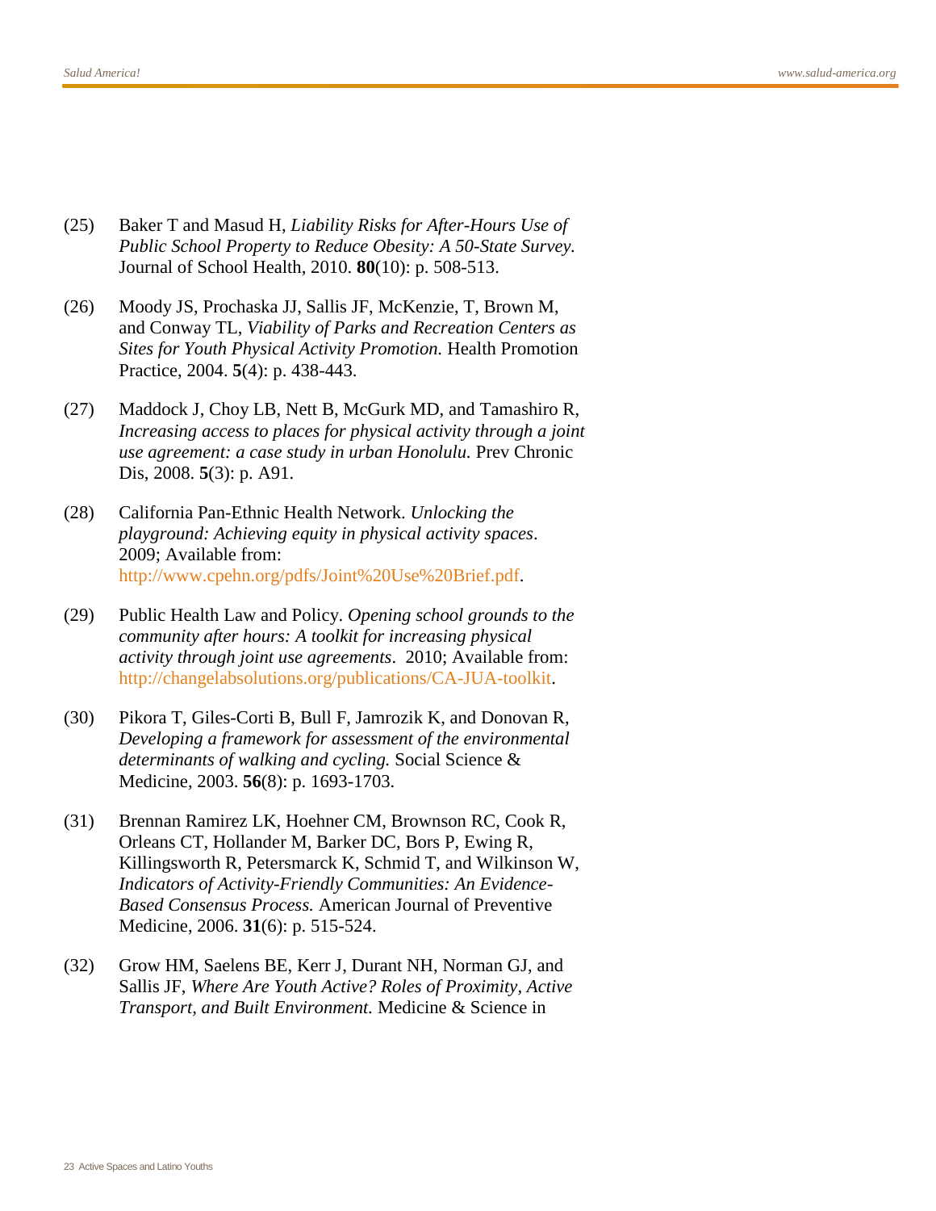(25) Baker T and Masud H, *Liability Risks for After-Hours Use of Public School Property to Reduce Obesity: A 50-State Survey.* Journal of School Health, 2010. **80**(10): p. 508-513.

(26) Moody JS, Prochaska JJ, Sallis JF, McKenzie, T, Brown M, and Conway TL, *Viability of Parks and Recreation Centers as Sites for Youth Physical Activity Promotion.* Health Promotion Practice, 2004. **5**(4): p. 438-443.

(27) Maddock J, Choy LB, Nett B, McGurk MD, and Tamashiro R, *Increasing access to places for physical activity through a joint use agreement: a case study in urban Honolulu.* Prev Chronic Dis, 2008. **5**(3): p. A91.

(28) California Pan-Ethnic Health Network. *Unlocking the playground: Achieving equity in physical activity spaces*. 2009; Available from: http://www.cpehn.org/pdfs/Joint%20Use%20Brief.pdf.

(29) Public Health Law and Policy. *Opening school grounds to the community after hours: A toolkit for increasing physical activity through joint use agreements*. 2010; Available from: http://changelabsolutions.org/publications/CA-JUA-toolkit.

(30) Pikora T, Giles-Corti B, Bull F, Jamrozik K, and Donovan R, *Developing a framework for assessment of the environmental determinants of walking and cycling.* Social Science & Medicine, 2003. **56**(8): p. 1693-1703.

(31) Brennan Ramirez LK, Hoehner CM, Brownson RC, Cook R, Orleans CT, Hollander M, Barker DC, Bors P, Ewing R, Killingsworth R, Petersmarck K, Schmid T, and Wilkinson W, *Indicators of Activity-Friendly Communities: An Evidence-Based Consensus Process.* American Journal of Preventive Medicine, 2006. **31**(6): p. 515-524.

(32) Grow HM, Saelens BE, Kerr J, Durant NH, Norman GJ, and Sallis JF, *Where Are Youth Active? Roles of Proximity, Active Transport, and Built Environment.* Medicine & Science in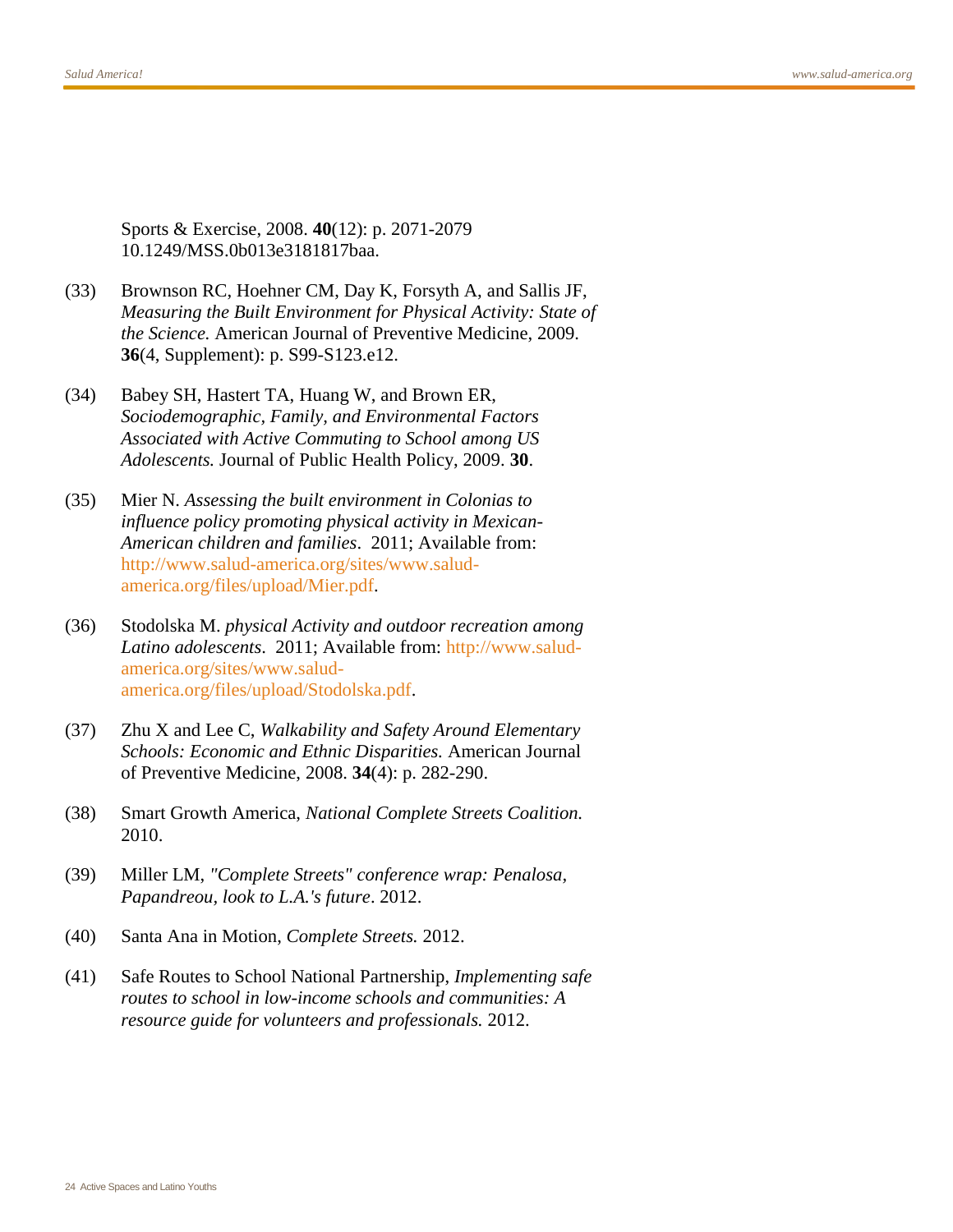Sports & Exercise, 2008. **40**(12): p. 2071-2079 10.1249/MSS.0b013e3181817baa.

(33) Brownson RC, Hoehner CM, Day K, Forsyth A, and Sallis JF, *Measuring the Built Environment for Physical Activity: State of the Science.* American Journal of Preventive Medicine, 2009. **36**(4, Supplement): p. S99-S123.e12.

(34) Babey SH, Hastert TA, Huang W, and Brown ER, *Sociodemographic, Family, and Environmental Factors Associated with Active Commuting to School among US Adolescents.* Journal of Public Health Policy, 2009. **30**.

(35) Mier N. *Assessing the built environment in Colonias to influence policy promoting physical activity in Mexican-American children and families*. 2011; Available from: http://www.salud-america.org/sites/www.salud-america.org/files/upload/Mier.pdf.

(36) Stodolska M. *physical Activity and outdoor recreation among Latino adolescents*. 2011; Available from: http://www.salud-america.org/sites/www.salud-america.org/files/upload/Stodolska.pdf.

(37) Zhu X and Lee C, *Walkability and Safety Around Elementary Schools: Economic and Ethnic Disparities.* American Journal of Preventive Medicine, 2008. **34**(4): p. 282-290.

(38) Smart Growth America, *National Complete Streets Coalition.* 2010.

(39) Miller LM, *"Complete Streets" conference wrap: Penalosa, Papandreou, look to L.A.'s future*. 2012.

(40) Santa Ana in Motion, *Complete Streets.* 2012.

(41) Safe Routes to School National Partnership, *Implementing safe routes to school in low-income schools and communities: A resource guide for volunteers and professionals.* 2012.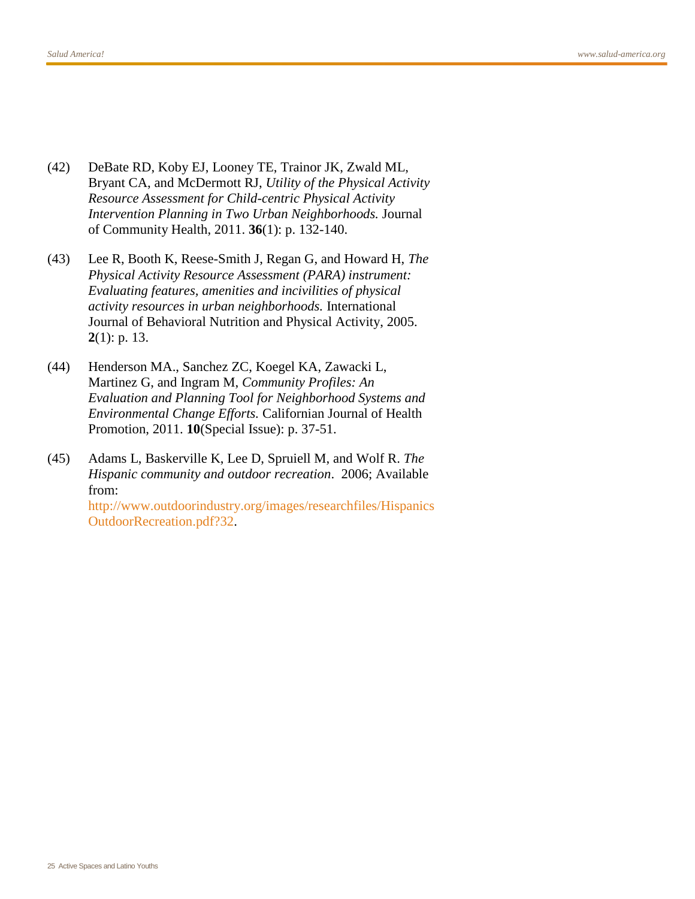(42) DeBate RD, Koby EJ, Looney TE, Trainor JK, Zwald ML, Bryant CA, and McDermott RJ, *Utility of the Physical Activity Resource Assessment for Child-centric Physical Activity Intervention Planning in Two Urban Neighborhoods.* Journal of Community Health, 2011. **36**(1): p. 132-140.

(43) Lee R, Booth K, Reese-Smith J, Regan G, and Howard H, *The Physical Activity Resource Assessment (PARA) instrument: Evaluating features, amenities and incivilities of physical activity resources in urban neighborhoods.* International Journal of Behavioral Nutrition and Physical Activity, 2005. **2**(1): p. 13.

(44) Henderson MA., Sanchez ZC, Koegel KA, Zawacki L, Martinez G, and Ingram M, *Community Profiles: An Evaluation and Planning Tool for Neighborhood Systems and Environmental Change Efforts.* Californian Journal of Health Promotion, 2011. **10**(Special Issue): p. 37-51.

(45) Adams L, Baskerville K, Lee D, Spruiell M, and Wolf R. *The Hispanic community and outdoor recreation*. 2006; Available from: http://www.outdoorindustry.org/images/researchfiles/HispanicsOutdoorRecreation.pdf?32.